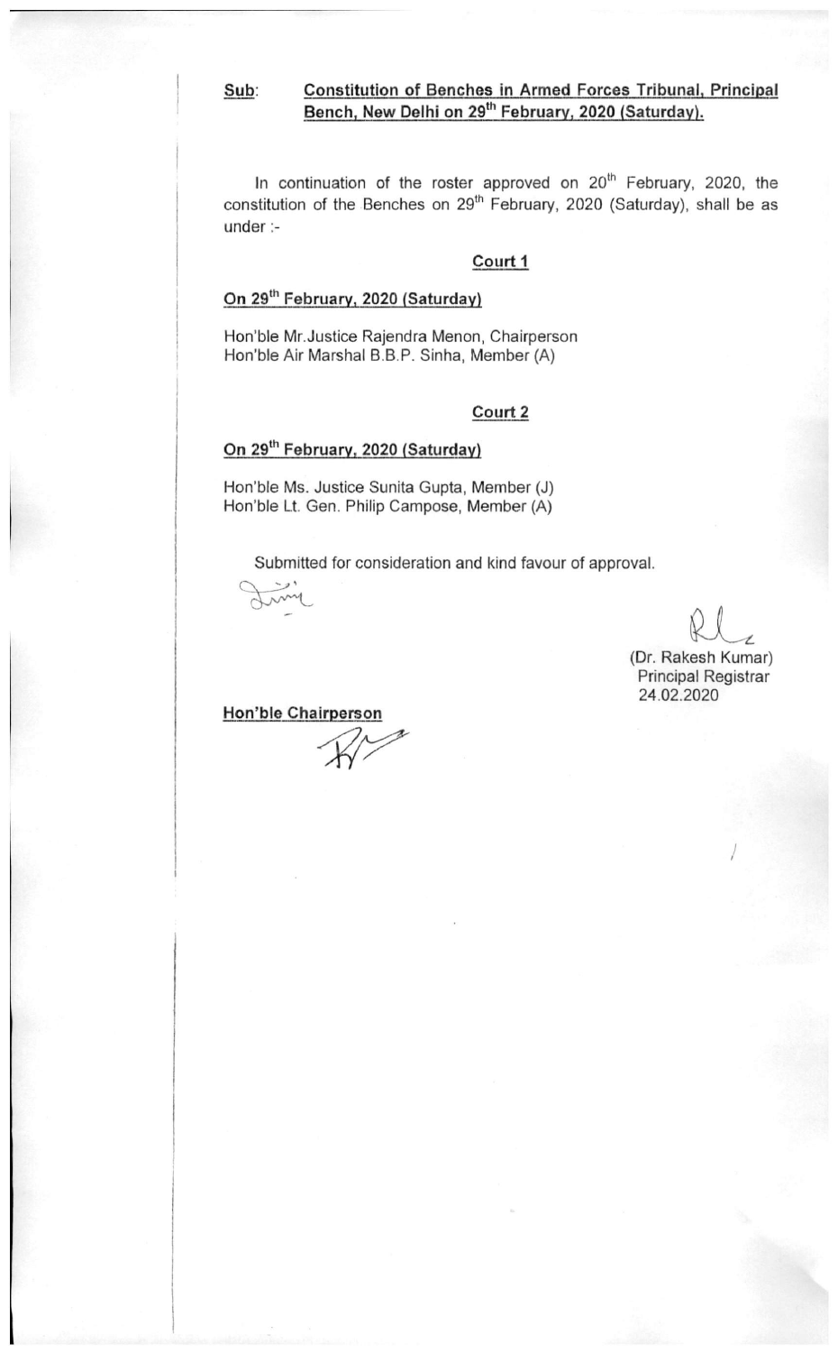**Sub**: **Constitution of Benches in Armed Forces Tribunal, Principal Bench, New Delhi on 29th February, 2020 (Saturday).**

In continuation of the roster approved on 20th February, 2020, the constitution of the Benches on 29th February, 2020 (Saturday), shall be as under :-

**Court 1**

**On 29th February, 2020 (Saturday)**

Hon'ble Mr.Justice Rajendra Menon, Chairperson
Hon'ble Air Marshal B.B.P. Sinha, Member (A)

**Court 2**

**On 29th February, 2020 (Saturday)**

Hon'ble Ms. Justice Sunita Gupta, Member (J)
Hon'ble Lt. Gen. Philip Campose, Member (A)

Submitted for consideration and kind favour of approval.

(Dr. Rakesh Kumar)
Principal Registrar
24.02.2020

**Hon'ble Chairperson**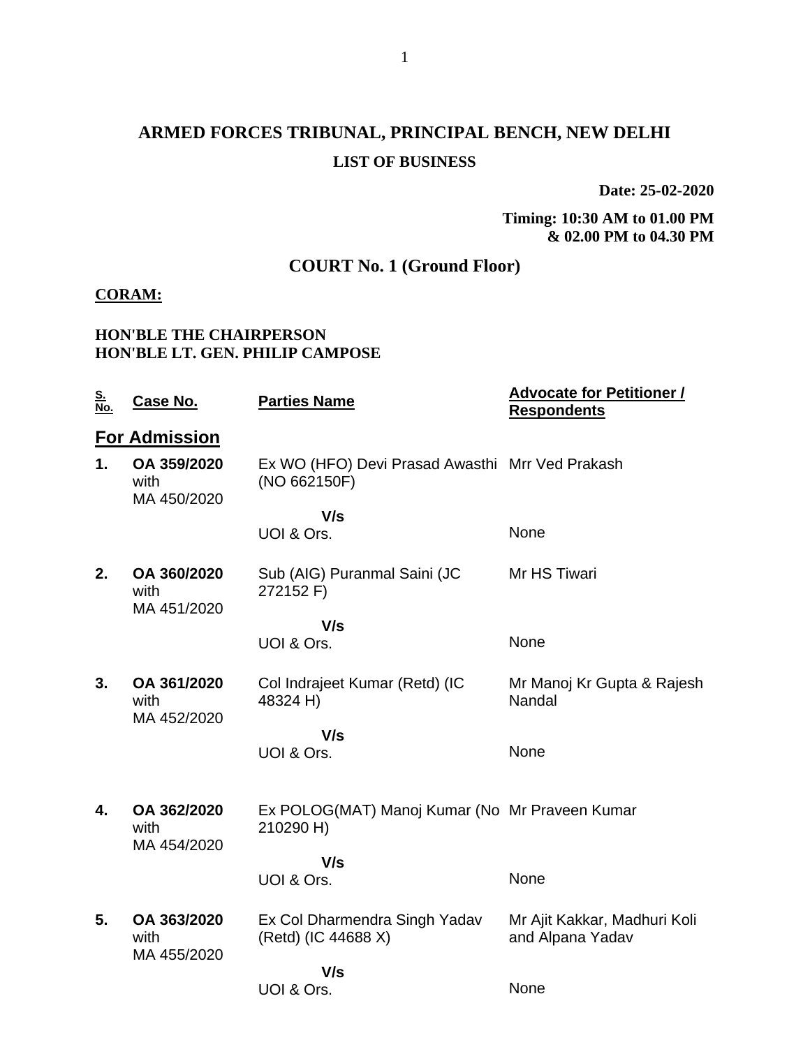# ARMED FORCES TRIBUNAL, PRINCIPAL BENCH, NEW DELHI

## LIST OF BUSINESS

**Date: 25-02-2020**

**Timing: 10:30 AM to 01.00 PM & 02.00 PM to 04.30 PM**

## COURT No. 1 (Ground Floor)

**CORAM:**

**HON'BLE THE CHAIRPERSON**
**HON'BLE LT. GEN. PHILIP CAMPOSE**

| S. No. | Case No. | Parties Name | Advocate for Petitioner / Respondents |
|---|---|---|---|
| **For Admission** | | | |
| **1.** | **OA 359/2020** with MA 450/2020 | Ex WO (HFO) Devi Prasad Awasthi (NO 662150F) | Mrr Ved Prakash |
| | | **V/s** | |
| | | UOI & Ors. | None |
| **2.** | **OA 360/2020** with MA 451/2020 | Sub (AIG) Puranmal Saini (JC 272152 F) | Mr HS Tiwari |
| | | **V/s** | |
| | | UOI & Ors. | None |
| **3.** | **OA 361/2020** with MA 452/2020 | Col Indrajeet Kumar (Retd) (IC 48324 H) | Mr Manoj Kr Gupta & Rajesh Nandal |
| | | **V/s** | |
| | | UOI & Ors. | None |
| **4.** | **OA 362/2020** with MA 454/2020 | Ex POLOG(MAT) Manoj Kumar (No 210290 H) | Mr Praveen Kumar |
| | | **V/s** | |
| | | UOI & Ors. | None |
| **5.** | **OA 363/2020** with MA 455/2020 | Ex Col Dharmendra Singh Yadav (Retd) (IC 44688 X) | Mr Ajit Kakkar, Madhuri Koli and Alpana Yadav |
| | | **V/s** | |
| | | UOI & Ors. | None |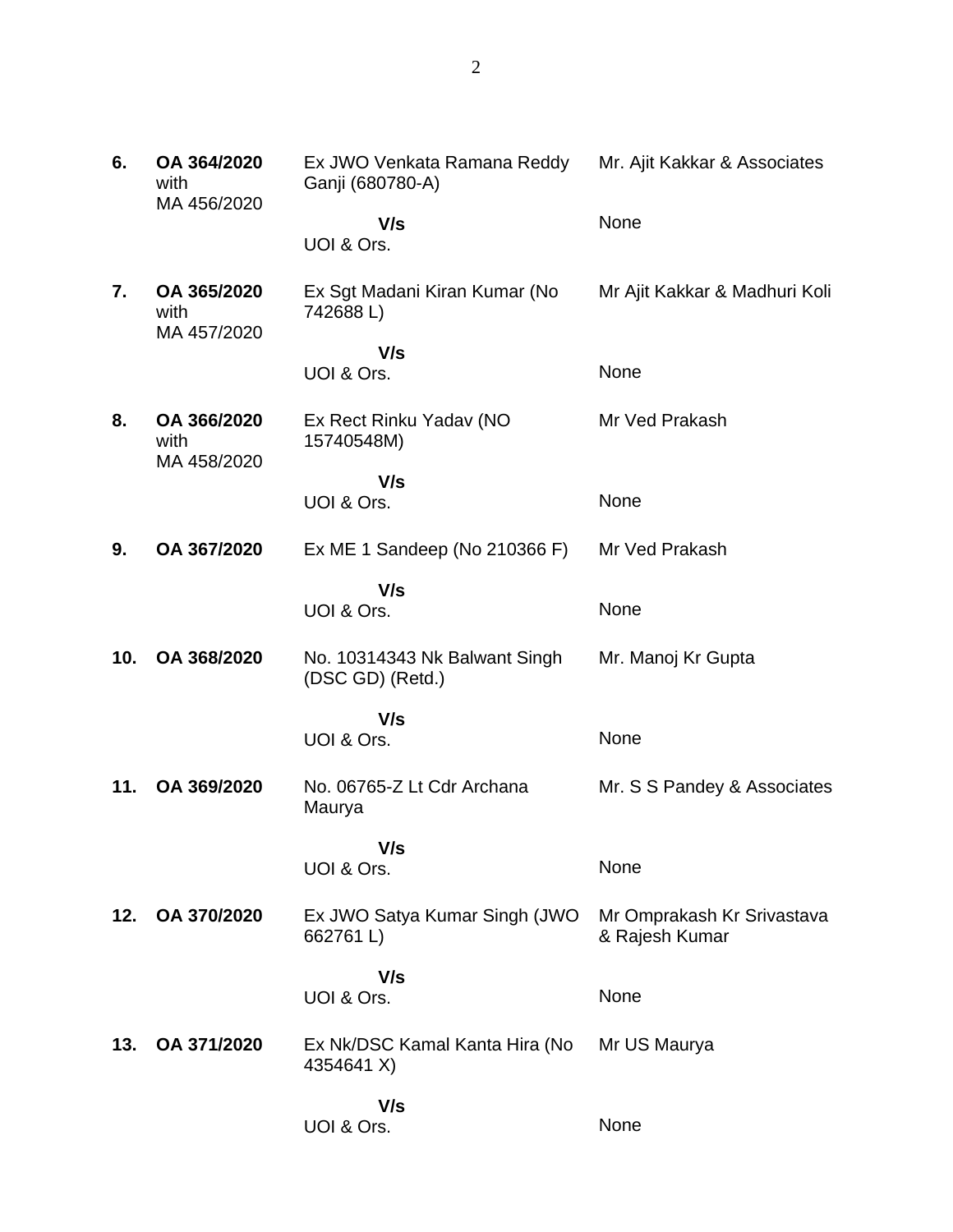| | | | |
|---|---|---|---|
| **6.** | **OA 364/2020** with MA 456/2020 | Ex JWO Venkata Ramana Reddy Ganji (680780-A) | Mr. Ajit Kakkar & Associates |
| | | **V/s** UOI & Ors. | None |
| **7.** | **OA 365/2020** with MA 457/2020 | Ex Sgt Madani Kiran Kumar (No 742688 L) | Mr Ajit Kakkar & Madhuri Koli |
| | | **V/s** UOI & Ors. | None |
| **8.** | **OA 366/2020** with MA 458/2020 | Ex Rect Rinku Yadav (NO 15740548M) | Mr Ved Prakash |
| | | **V/s** UOI & Ors. | None |
| **9.** | **OA 367/2020** | Ex ME 1 Sandeep (No 210366 F) | Mr Ved Prakash |
| | | **V/s** UOI & Ors. | None |
| **10.** | **OA 368/2020** | No. 10314343 Nk Balwant Singh (DSC GD) (Retd.) | Mr. Manoj Kr Gupta |
| | | **V/s** UOI & Ors. | None |
| **11.** | **OA 369/2020** | No. 06765-Z Lt Cdr Archana Maurya | Mr. S S Pandey & Associates |
| | | **V/s** UOI & Ors. | None |
| **12.** | **OA 370/2020** | Ex JWO Satya Kumar Singh (JWO 662761 L) | Mr Omprakash Kr Srivastava & Rajesh Kumar |
| | | **V/s** UOI & Ors. | None |
| **13.** | **OA 371/2020** | Ex Nk/DSC Kamal Kanta Hira (No 4354641 X) | Mr US Maurya |
| | | **V/s** UOI & Ors. | None |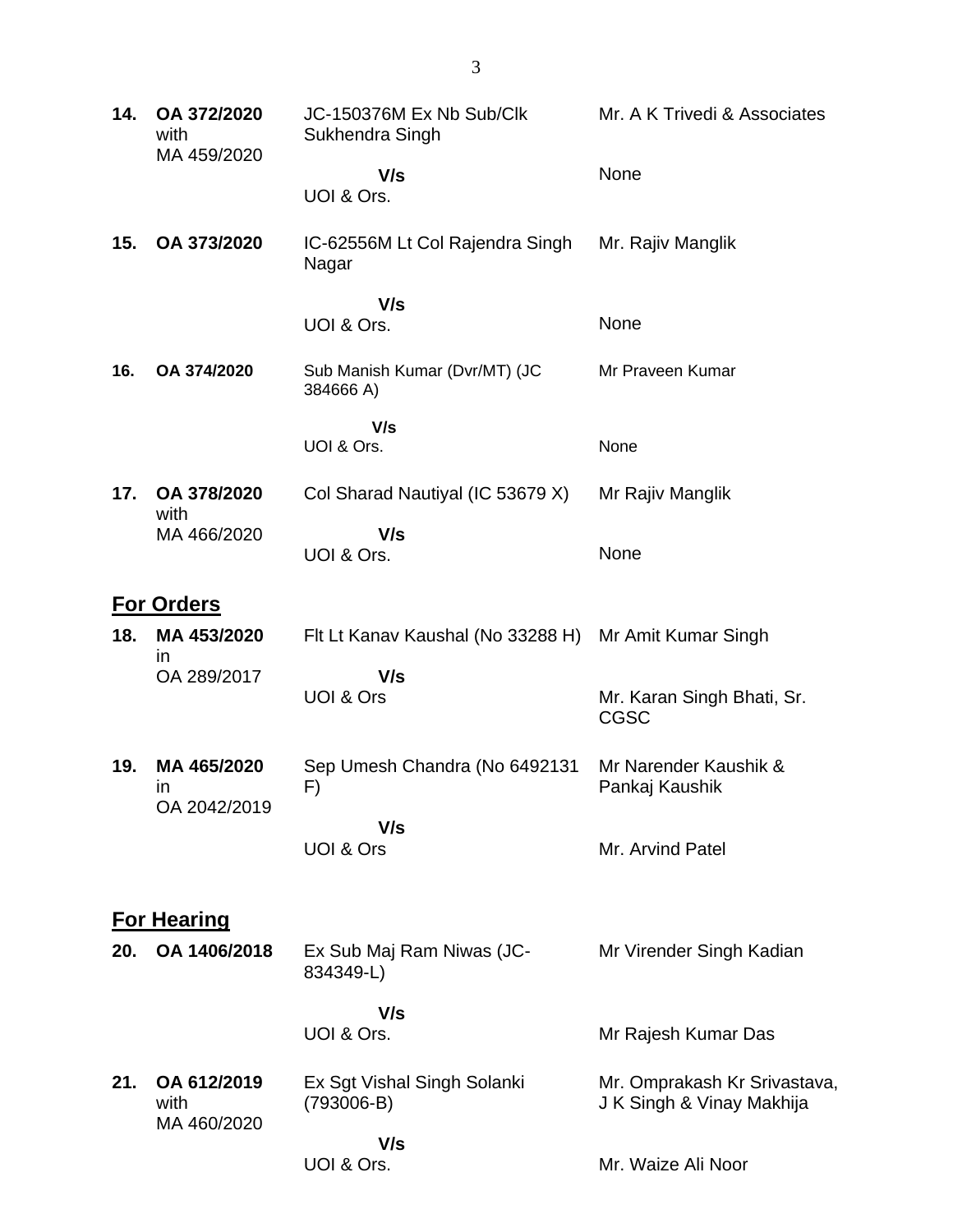| | | | |
|---|---|---|---|
| **14.** | **OA 372/2020** with MA 459/2020 | JC-150376M Ex Nb Sub/Clk Sukhendra Singh<br>**V/s**<br>UOI & Ors. | Mr. A K Trivedi & Associates<br><br>None |
| **15.** | **OA 373/2020** | IC-62556M Lt Col Rajendra Singh Nagar<br>**V/s**<br>UOI & Ors. | Mr. Rajiv Manglik<br><br>None |
| **16.** | **OA 374/2020** | Sub Manish Kumar (Dvr/MT) (JC 384666 A)<br>**V/s**<br>UOI & Ors. | Mr Praveen Kumar<br><br>None |
| **17.** | **OA 378/2020** with MA 466/2020 | Col Sharad Nautiyal (IC 53679 X)<br>**V/s**<br>UOI & Ors. | Mr Rajiv Manglik<br><br>None |

## For Orders

| | | | |
|---|---|---|---|
| **18.** | **MA 453/2020** in OA 289/2017 | Flt Lt Kanav Kaushal (No 33288 H)<br>**V/s**<br>UOI & Ors | Mr Amit Kumar Singh<br><br>Mr. Karan Singh Bhati, Sr. CGSC |
| **19.** | **MA 465/2020** in OA 2042/2019 | Sep Umesh Chandra (No 6492131 F)<br>**V/s**<br>UOI & Ors | Mr Narender Kaushik & Pankaj Kaushik<br><br>Mr. Arvind Patel |

## For Hearing

| | | | |
|---|---|---|---|
| **20.** | **OA 1406/2018** | Ex Sub Maj Ram Niwas (JC-834349-L)<br>**V/s**<br>UOI & Ors. | Mr Virender Singh Kadian<br><br>Mr Rajesh Kumar Das |
| **21.** | **OA 612/2019** with MA 460/2020 | Ex Sgt Vishal Singh Solanki (793006-B)<br>**V/s**<br>UOI & Ors. | Mr. Omprakash Kr Srivastava, J K Singh & Vinay Makhija<br><br>Mr. Waize Ali Noor |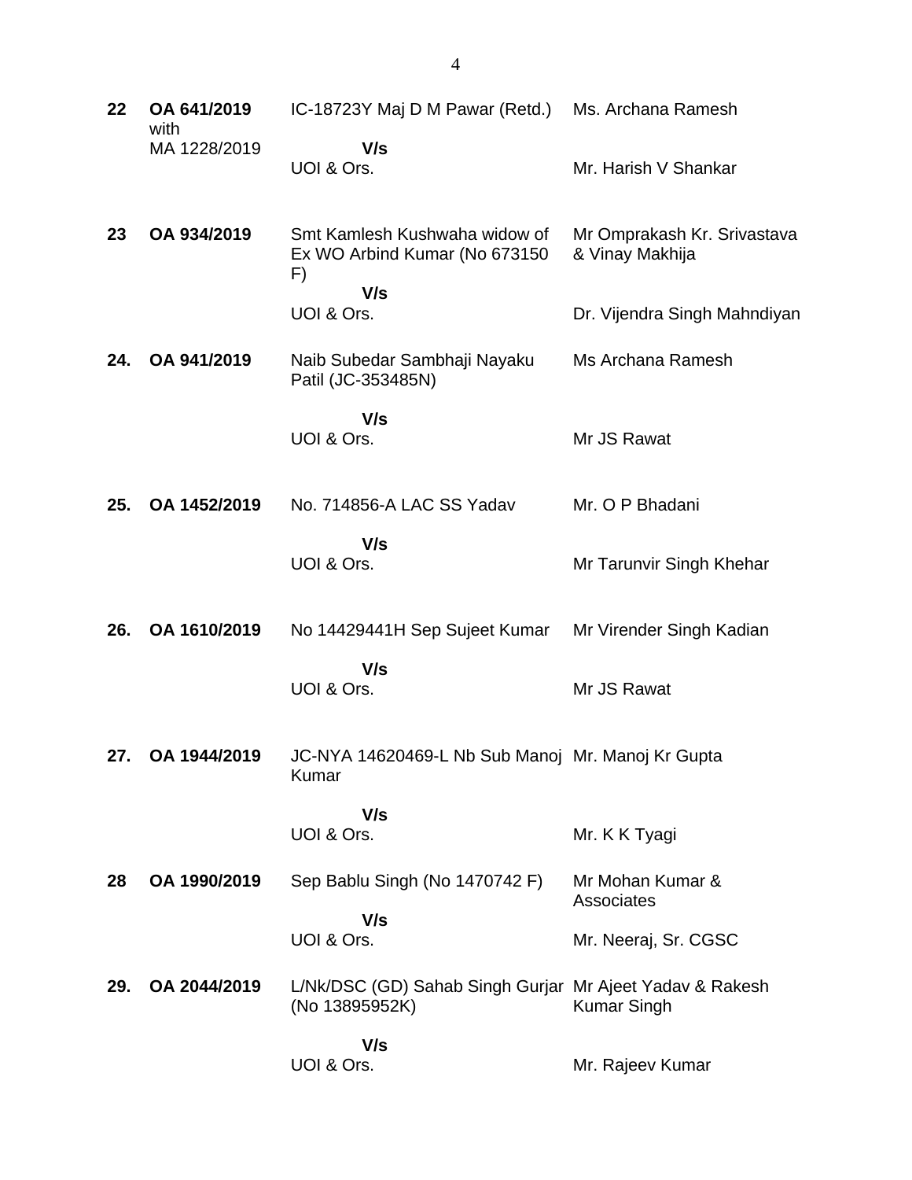| | | | |
|---|---|---|---|
| **22** | **OA 641/2019** with MA 1228/2019 | IC-18723Y Maj D M Pawar (Retd.)<br>**V/s**<br>UOI & Ors. | Ms. Archana Ramesh<br><br>Mr. Harish V Shankar |
| **23** | **OA 934/2019** | Smt Kamlesh Kushwaha widow of Ex WO Arbind Kumar (No 673150 F)<br>**V/s**<br>UOI & Ors. | Mr Omprakash Kr. Srivastava & Vinay Makhija<br><br>Dr. Vijendra Singh Mahndiyan |
| **24.** | **OA 941/2019** | Naib Subedar Sambhaji Nayaku Patil (JC-353485N)<br>**V/s**<br>UOI & Ors. | Ms Archana Ramesh<br><br>Mr JS Rawat |
| **25.** | **OA 1452/2019** | No. 714856-A LAC SS Yadav<br>**V/s**<br>UOI & Ors. | Mr. O P Bhadani<br><br>Mr Tarunvir Singh Khehar |
| **26.** | **OA 1610/2019** | No 14429441H Sep Sujeet Kumar<br>**V/s**<br>UOI & Ors. | Mr Virender Singh Kadian<br><br>Mr JS Rawat |
| **27.** | **OA 1944/2019** | JC-NYA 14620469-L Nb Sub Manoj Kumar<br>**V/s**<br>UOI & Ors. | Mr. Manoj Kr Gupta<br><br>Mr. K K Tyagi |
| **28** | **OA 1990/2019** | Sep Bablu Singh (No 1470742 F)<br>**V/s**<br>UOI & Ors. | Mr Mohan Kumar & Associates<br><br>Mr. Neeraj, Sr. CGSC |
| **29.** | **OA 2044/2019** | L/Nk/DSC (GD) Sahab Singh Gurjar (No 13895952K)<br>**V/s**<br>UOI & Ors. | Mr Ajeet Yadav & Rakesh Kumar Singh<br><br>Mr. Rajeev Kumar |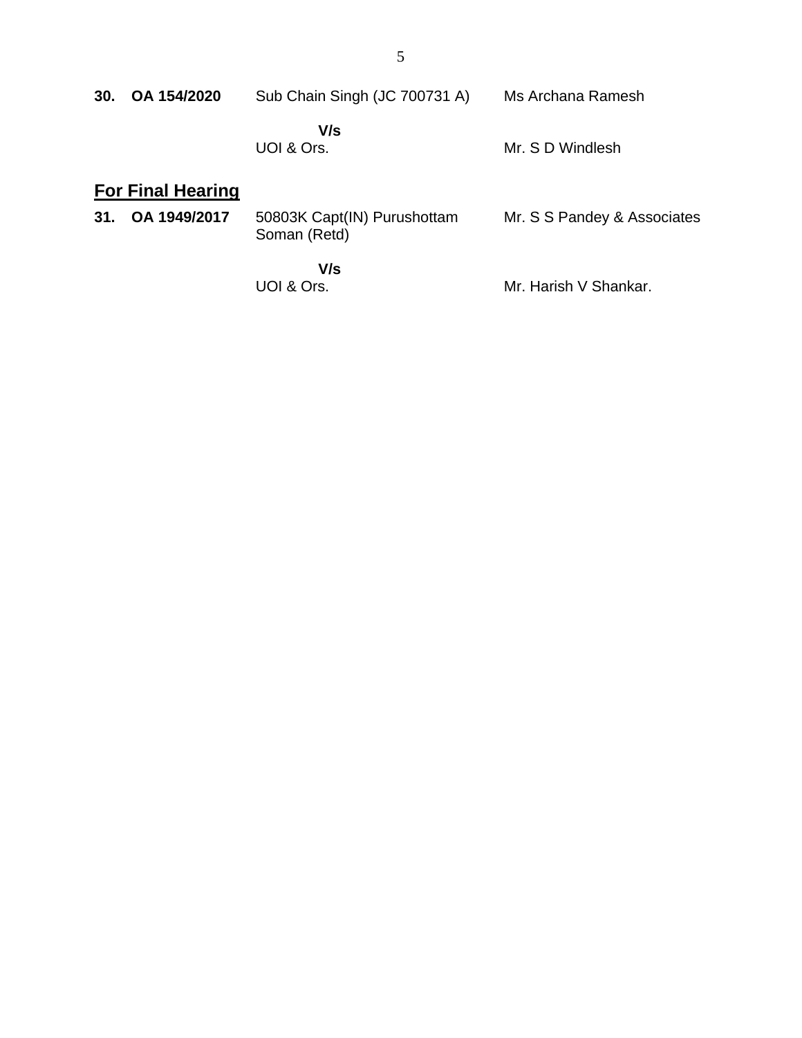| | | | |
|---|---|---|---|
| **30.** | **OA 154/2020** | Sub Chain Singh (JC 700731 A) | Ms Archana Ramesh |
| | | **V/s** | |
| | | UOI & Ors. | Mr. S D Windlesh |

## For Final Hearing

| | | | |
|---|---|---|---|
| **31.** | **OA 1949/2017** | 50803K Capt(IN) Purushottam Soman (Retd) | Mr. S S Pandey & Associates |
| | | **V/s** | |
| | | UOI & Ors. | Mr. Harish V Shankar. |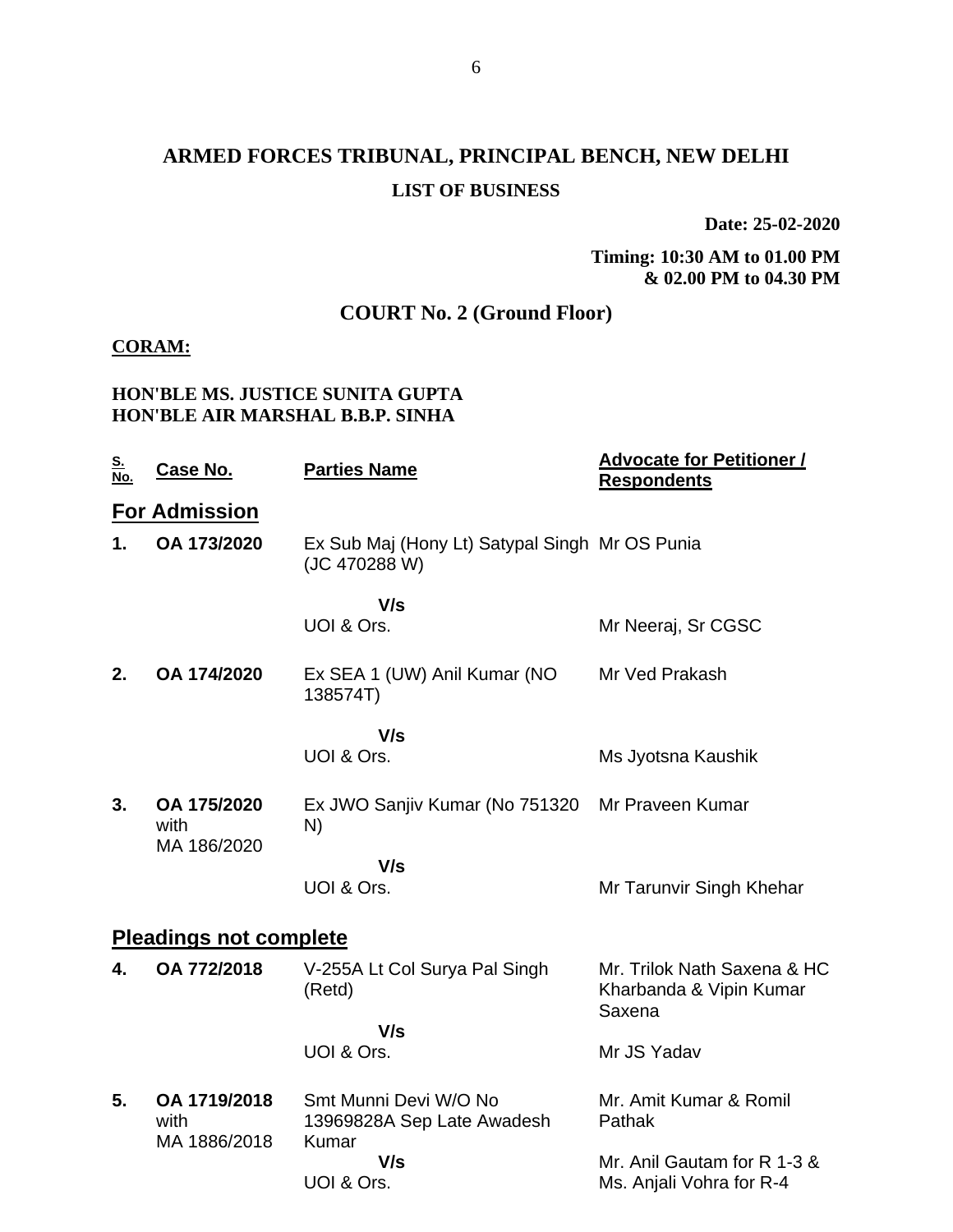# ARMED FORCES TRIBUNAL, PRINCIPAL BENCH, NEW DELHI

**LIST OF BUSINESS**

**Date: 25-02-2020**

**Timing: 10:30 AM to 01.00 PM & 02.00 PM to 04.30 PM**

## COURT No. 2 (Ground Floor)

**CORAM:**

**HON'BLE MS. JUSTICE SUNITA GUPTA**
**HON'BLE AIR MARSHAL B.B.P. SINHA**

| S. No. | Case No. | Parties Name | Advocate for Petitioner / Respondents |
|---|---|---|---|
| **For Admission** | | | |
| **1.** | **OA 173/2020** | Ex Sub Maj (Hony Lt) Satypal Singh (JC 470288 W) | Mr OS Punia |
| | | **V/s** | |
| | | UOI & Ors. | Mr Neeraj, Sr CGSC |
| **2.** | **OA 174/2020** | Ex SEA 1 (UW) Anil Kumar (NO 138574T) | Mr Ved Prakash |
| | | **V/s** | |
| | | UOI & Ors. | Ms Jyotsna Kaushik |
| **3.** | **OA 175/2020** with MA 186/2020 | Ex JWO Sanjiv Kumar (No 751320 N) | Mr Praveen Kumar |
| | | **V/s** | |
| | | UOI & Ors. | Mr Tarunvir Singh Khehar |
| **Pleadings not complete** | | | |
| **4.** | **OA 772/2018** | V-255A Lt Col Surya Pal Singh (Retd) | Mr. Trilok Nath Saxena & HC Kharbanda & Vipin Kumar Saxena |
| | | **V/s** | |
| | | UOI & Ors. | Mr JS Yadav |
| **5.** | **OA 1719/2018** with MA 1886/2018 | Smt Munni Devi W/O No 13969828A Sep Late Awadesh Kumar | Mr. Amit Kumar & Romil Pathak |
| | | **V/s** | |
| | | UOI & Ors. | Mr. Anil Gautam for R 1-3 & Ms. Anjali Vohra for R-4 |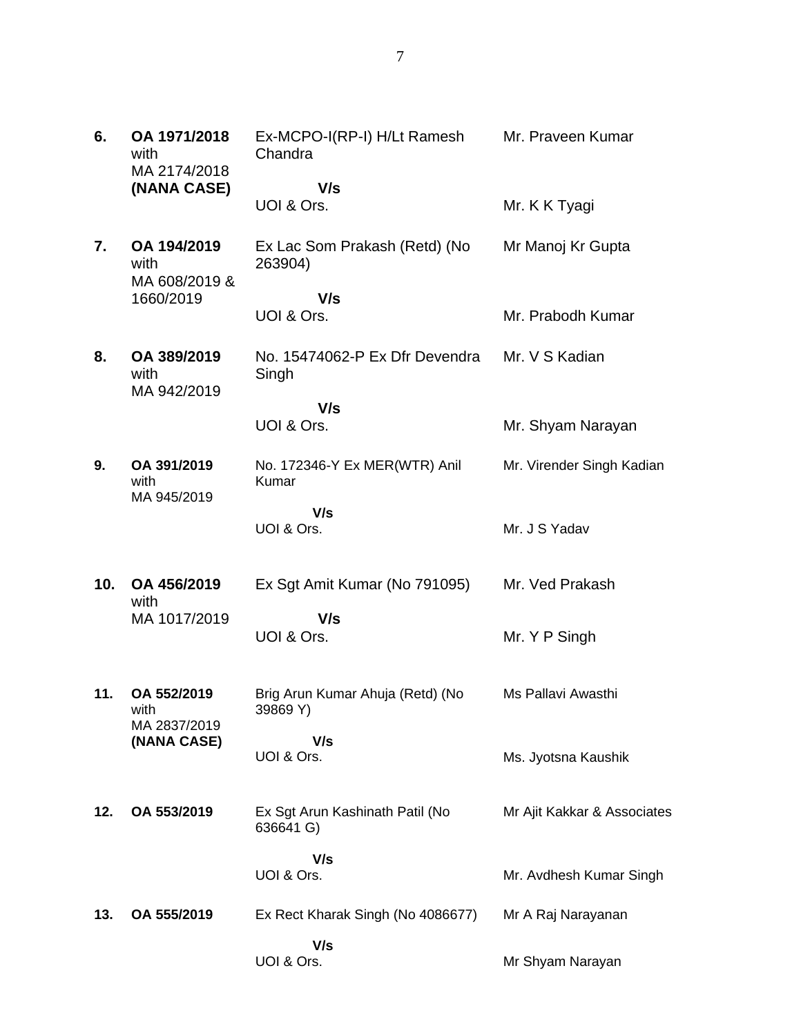| | | | |
|---|---|---|---|
| **6.** | **OA 1971/2018** with MA 2174/2018 **(NANA CASE)** | Ex-MCPO-I(RP-I) H/Lt Ramesh Chandra<br><br>**V/s**<br>UOI & Ors. | Mr. Praveen Kumar<br><br><br>Mr. K K Tyagi |
| **7.** | **OA 194/2019** with MA 608/2019 & 1660/2019 | Ex Lac Som Prakash (Retd) (No 263904)<br><br>**V/s**<br>UOI & Ors. | Mr Manoj Kr Gupta<br><br><br>Mr. Prabodh Kumar |
| **8.** | **OA 389/2019** with MA 942/2019 | No. 15474062-P Ex Dfr Devendra Singh<br><br>**V/s**<br>UOI & Ors. | Mr. V S Kadian<br><br><br>Mr. Shyam Narayan |
| **9.** | **OA 391/2019** with MA 945/2019 | No. 172346-Y Ex MER(WTR) Anil Kumar<br><br>**V/s**<br>UOI & Ors. | Mr. Virender Singh Kadian<br><br><br>Mr. J S Yadav |
| **10.** | **OA 456/2019** with MA 1017/2019 | Ex Sgt Amit Kumar (No 791095)<br><br>**V/s**<br>UOI & Ors. | Mr. Ved Prakash<br><br><br>Mr. Y P Singh |
| **11.** | **OA 552/2019** with MA 2837/2019 **(NANA CASE)** | Brig Arun Kumar Ahuja (Retd) (No 39869 Y)<br><br>**V/s**<br>UOI & Ors. | Ms Pallavi Awasthi<br><br><br>Ms. Jyotsna Kaushik |
| **12.** | **OA 553/2019** | Ex Sgt Arun Kashinath Patil (No 636641 G)<br><br>**V/s**<br>UOI & Ors. | Mr Ajit Kakkar & Associates<br><br><br>Mr. Avdhesh Kumar Singh |
| **13.** | **OA 555/2019** | Ex Rect Kharak Singh (No 4086677)<br><br>**V/s**<br>UOI & Ors. | Mr A Raj Narayanan<br><br><br>Mr Shyam Narayan |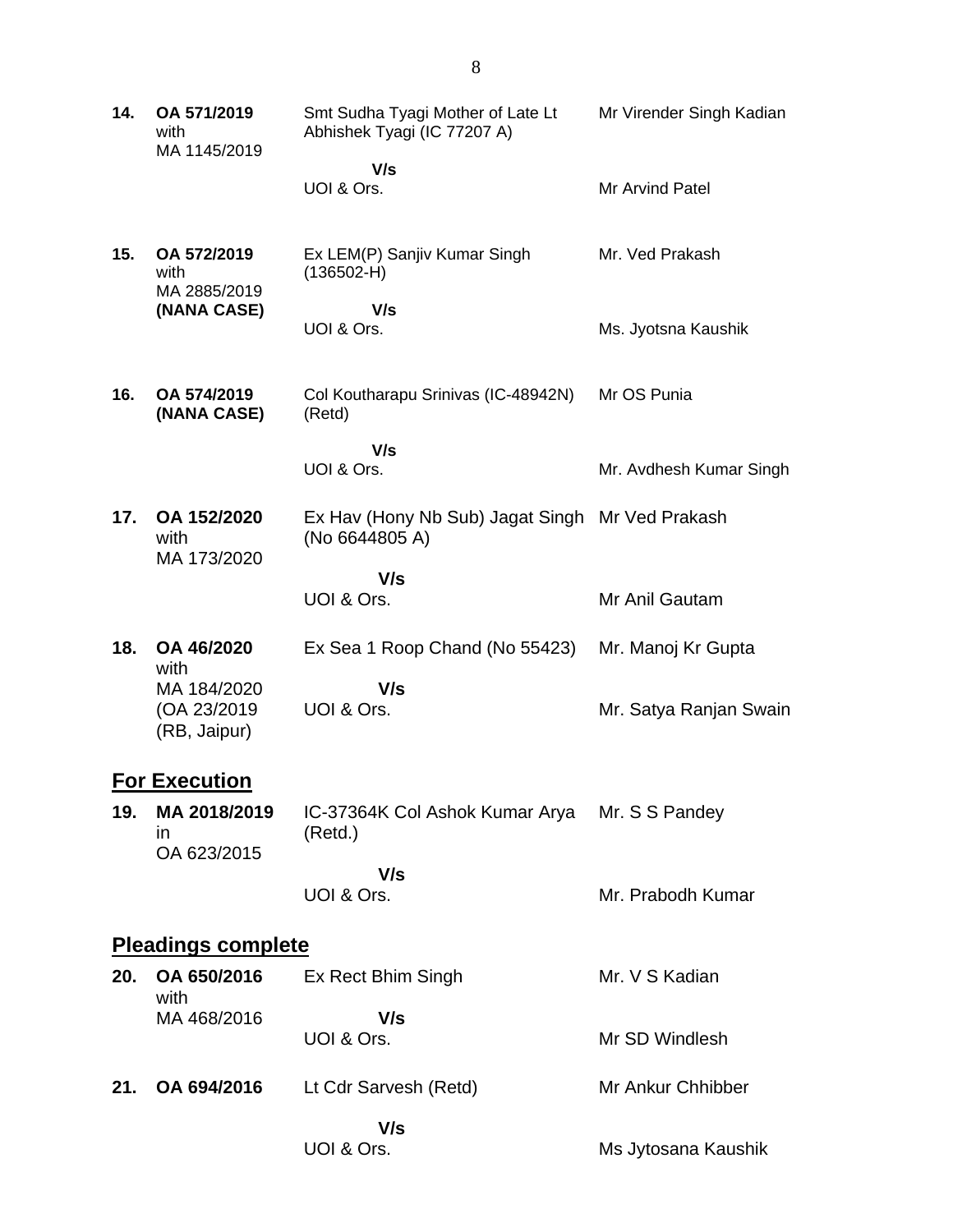| | | | |
|---|---|---|---|
| **14.** | **OA 571/2019** with MA 1145/2019 | Smt Sudha Tyagi Mother of Late Lt Abhishek Tyagi (IC 77207 A) | Mr Virender Singh Kadian |
| | | **V/s** UOI & Ors. | Mr Arvind Patel |
| **15.** | **OA 572/2019** with MA 2885/2019 **(NANA CASE)** | Ex LEM(P) Sanjiv Kumar Singh (136502-H) | Mr. Ved Prakash |
| | | **V/s** UOI & Ors. | Ms. Jyotsna Kaushik |
| **16.** | **OA 574/2019 (NANA CASE)** | Col Koutharapu Srinivas (IC-48942N) (Retd) | Mr OS Punia |
| | | **V/s** UOI & Ors. | Mr. Avdhesh Kumar Singh |
| **17.** | **OA 152/2020** with MA 173/2020 | Ex Hav (Hony Nb Sub) Jagat Singh (No 6644805 A) | Mr Ved Prakash |
| | | **V/s** UOI & Ors. | Mr Anil Gautam |
| **18.** | **OA 46/2020** with MA 184/2020 (OA 23/2019 (RB, Jaipur) | Ex Sea 1 Roop Chand (No 55423) | Mr. Manoj Kr Gupta |
| | | **V/s** UOI & Ors. | Mr. Satya Ranjan Swain |

## For Execution

| | | | |
|---|---|---|---|
| **19.** | **MA 2018/2019** in OA 623/2015 | IC-37364K Col Ashok Kumar Arya (Retd.) | Mr. S S Pandey |
| | | **V/s** UOI & Ors. | Mr. Prabodh Kumar |

## Pleadings complete

| | | | |
|---|---|---|---|
| **20.** | **OA 650/2016** with MA 468/2016 | Ex Rect Bhim Singh | Mr. V S Kadian |
| | | **V/s** UOI & Ors. | Mr SD Windlesh |
| **21.** | **OA 694/2016** | Lt Cdr Sarvesh (Retd) | Mr Ankur Chhibber |
| | | **V/s** UOI & Ors. | Ms Jytosana Kaushik |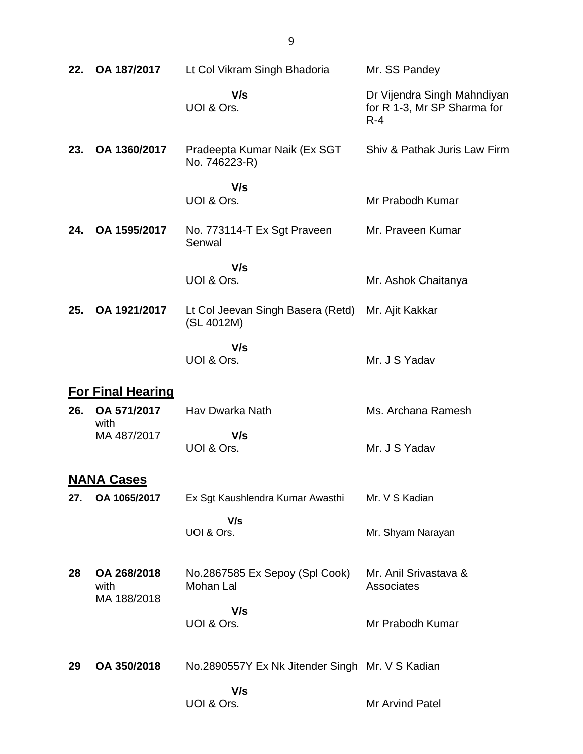| | | | |
|---|---|---|---|
| **22.** | **OA 187/2017** | Lt Col Vikram Singh Bhadoria<br><br>**V/s**<br>UOI & Ors. | Mr. SS Pandey<br><br>Dr Vijendra Singh Mahndiyan for R 1-3, Mr SP Sharma for R-4 |
| **23.** | **OA 1360/2017** | Pradeepta Kumar Naik (Ex SGT No. 746223-R)<br><br>**V/s**<br>UOI & Ors. | Shiv & Pathak Juris Law Firm<br><br>Mr Prabodh Kumar |
| **24.** | **OA 1595/2017** | No. 773114-T Ex Sgt Praveen Senwal<br><br>**V/s**<br>UOI & Ors. | Mr. Praveen Kumar<br><br>Mr. Ashok Chaitanya |
| **25.** | **OA 1921/2017** | Lt Col Jeevan Singh Basera (Retd) (SL 4012M)<br><br>**V/s**<br>UOI & Ors. | Mr. Ajit Kakkar<br><br>Mr. J S Yadav |

## <u>For Final Hearing</u>

| | | | |
|---|---|---|---|
| **26.** | **OA 571/2017** with MA 487/2017 | Hav Dwarka Nath<br><br>**V/s**<br>UOI & Ors. | Ms. Archana Ramesh<br><br>Mr. J S Yadav |

## <u>NANA Cases</u>

| | | | |
|---|---|---|---|
| **27.** | **OA 1065/2017** | Ex Sgt Kaushlendra Kumar Awasthi<br><br>**V/s**<br>UOI & Ors. | Mr. V S Kadian<br><br>Mr. Shyam Narayan |
| **28** | **OA 268/2018** with MA 188/2018 | No.2867585 Ex Sepoy (Spl Cook) Mohan Lal<br><br>**V/s**<br>UOI & Ors. | Mr. Anil Srivastava & Associates<br><br>Mr Prabodh Kumar |
| **29** | **OA 350/2018** | No.2890557Y Ex Nk Jitender Singh<br><br>**V/s**<br>UOI & Ors. | Mr. V S Kadian<br><br>Mr Arvind Patel |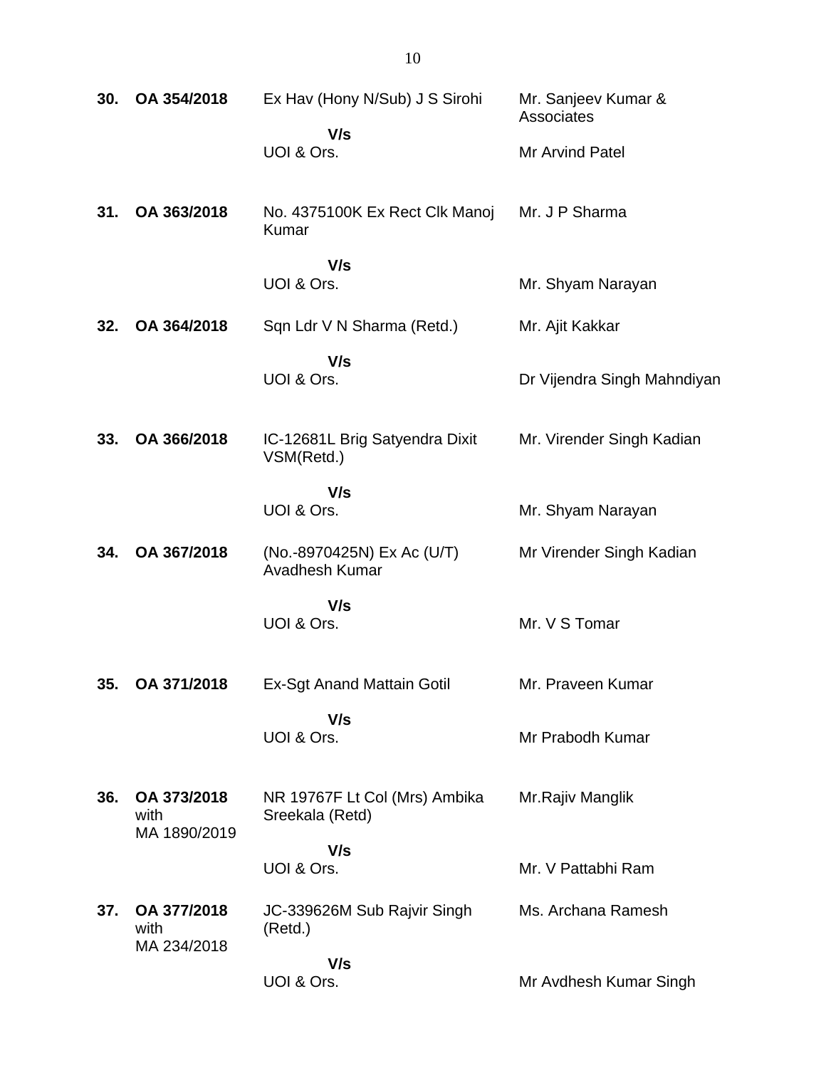| | | | |
|---|---|---|---|
| **30.** | **OA 354/2018** | Ex Hav (Hony N/Sub) J S Sirohi<br>**V/s**<br>UOI & Ors. | Mr. Sanjeev Kumar & Associates<br><br>Mr Arvind Patel |
| **31.** | **OA 363/2018** | No. 4375100K Ex Rect Clk Manoj Kumar<br>**V/s**<br>UOI & Ors. | Mr. J P Sharma<br><br>Mr. Shyam Narayan |
| **32.** | **OA 364/2018** | Sqn Ldr V N Sharma (Retd.)<br>**V/s**<br>UOI & Ors. | Mr. Ajit Kakkar<br><br>Dr Vijendra Singh Mahndiyan |
| **33.** | **OA 366/2018** | IC-12681L Brig Satyendra Dixit VSM(Retd.)<br>**V/s**<br>UOI & Ors. | Mr. Virender Singh Kadian<br><br>Mr. Shyam Narayan |
| **34.** | **OA 367/2018** | (No.-8970425N) Ex Ac (U/T) Avadhesh Kumar<br>**V/s**<br>UOI & Ors. | Mr Virender Singh Kadian<br><br>Mr. V S Tomar |
| **35.** | **OA 371/2018** | Ex-Sgt Anand Mattain Gotil<br>**V/s**<br>UOI & Ors. | Mr. Praveen Kumar<br><br>Mr Prabodh Kumar |
| **36.** | **OA 373/2018** with MA 1890/2019 | NR 19767F Lt Col (Mrs) Ambika Sreekala (Retd)<br>**V/s**<br>UOI & Ors. | Mr.Rajiv Manglik<br><br>Mr. V Pattabhi Ram |
| **37.** | **OA 377/2018** with MA 234/2018 | JC-339626M Sub Rajvir Singh (Retd.)<br>**V/s**<br>UOI & Ors. | Ms. Archana Ramesh<br><br>Mr Avdhesh Kumar Singh |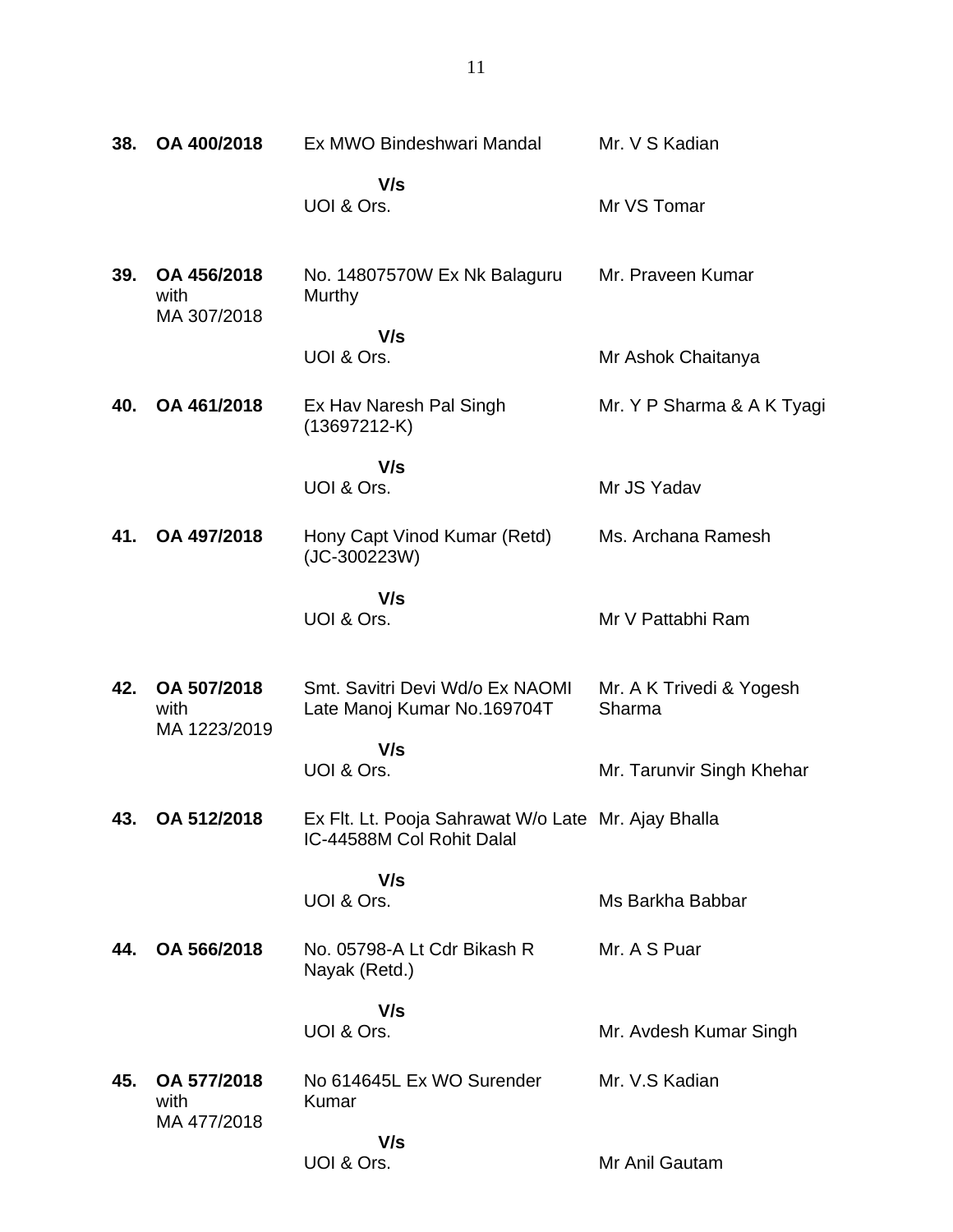| | | | |
|---|---|---|---|
| **38.** | **OA 400/2018** | Ex MWO Bindeshwari Mandal<br><br>**V/s**<br>UOI & Ors. | Mr. V S Kadian<br><br><br>Mr VS Tomar |
| **39.** | **OA 456/2018** with MA 307/2018 | No. 14807570W Ex Nk Balaguru Murthy<br><br>**V/s**<br>UOI & Ors. | Mr. Praveen Kumar<br><br><br>Mr Ashok Chaitanya |
| **40.** | **OA 461/2018** | Ex Hav Naresh Pal Singh (13697212-K)<br><br>**V/s**<br>UOI & Ors. | Mr. Y P Sharma & A K Tyagi<br><br><br>Mr JS Yadav |
| **41.** | **OA 497/2018** | Hony Capt Vinod Kumar (Retd) (JC-300223W)<br><br>**V/s**<br>UOI & Ors. | Ms. Archana Ramesh<br><br><br>Mr V Pattabhi Ram |
| **42.** | **OA 507/2018** with MA 1223/2019 | Smt. Savitri Devi Wd/o Ex NAOMI Late Manoj Kumar No.169704T<br><br>**V/s**<br>UOI & Ors. | Mr. A K Trivedi & Yogesh Sharma<br><br><br>Mr. Tarunvir Singh Khehar |
| **43.** | **OA 512/2018** | Ex Flt. Lt. Pooja Sahrawat W/o Late IC-44588M Col Rohit Dalal<br><br>**V/s**<br>UOI & Ors. | Mr. Ajay Bhalla<br><br><br>Ms Barkha Babbar |
| **44.** | **OA 566/2018** | No. 05798-A Lt Cdr Bikash R Nayak (Retd.)<br><br>**V/s**<br>UOI & Ors. | Mr. A S Puar<br><br><br>Mr. Avdesh Kumar Singh |
| **45.** | **OA 577/2018** with MA 477/2018 | No 614645L Ex WO Surender Kumar<br><br>**V/s**<br>UOI & Ors. | Mr. V.S Kadian<br><br><br>Mr Anil Gautam |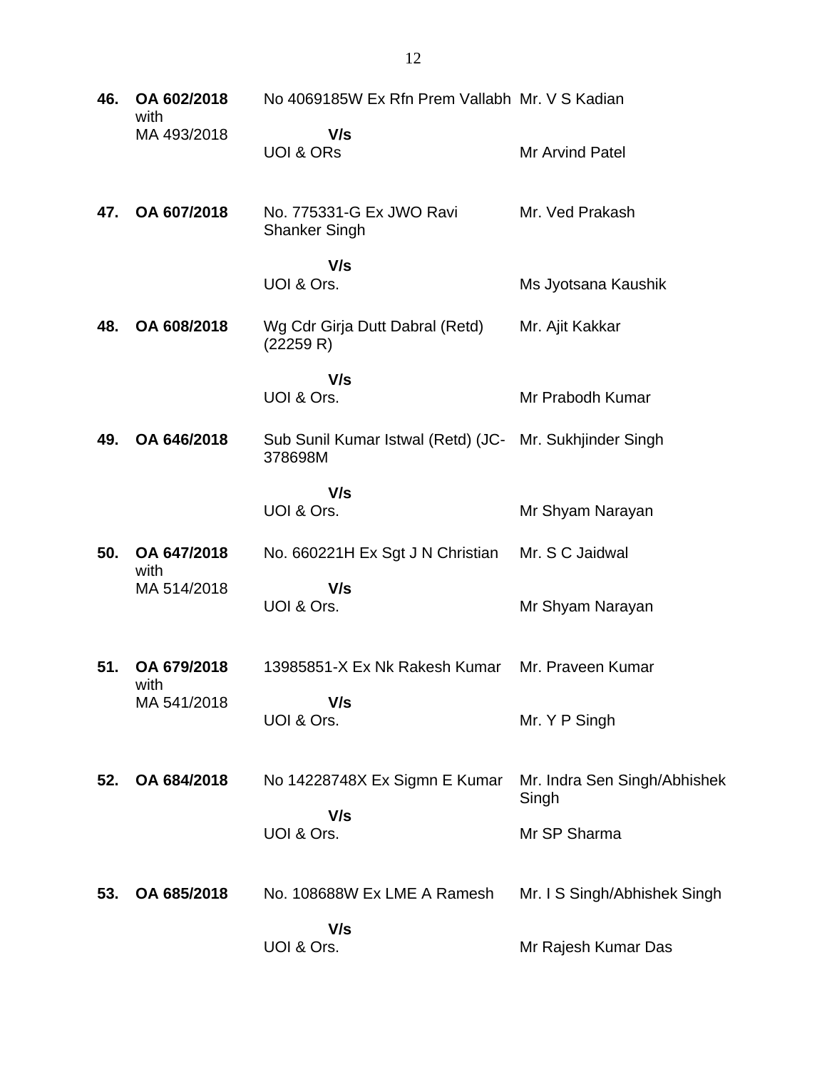| | | | |
|---|---|---|---|
| **46.** | **OA 602/2018** with MA 493/2018 | No 4069185W Ex Rfn Prem Vallabh **V/s** UOI & ORs | Mr. V S Kadian<br><br>Mr Arvind Patel |
| **47.** | **OA 607/2018** | No. 775331-G Ex JWO Ravi Shanker Singh **V/s** UOI & Ors. | Mr. Ved Prakash<br><br>Ms Jyotsana Kaushik |
| **48.** | **OA 608/2018** | Wg Cdr Girja Dutt Dabral (Retd) (22259 R) **V/s** UOI & Ors. | Mr. Ajit Kakkar<br><br>Mr Prabodh Kumar |
| **49.** | **OA 646/2018** | Sub Sunil Kumar Istwal (Retd) (JC-378698M **V/s** UOI & Ors. | Mr. Sukhjinder Singh<br><br>Mr Shyam Narayan |
| **50.** | **OA 647/2018** with MA 514/2018 | No. 660221H Ex Sgt J N Christian **V/s** UOI & Ors. | Mr. S C Jaidwal<br><br>Mr Shyam Narayan |
| **51.** | **OA 679/2018** with MA 541/2018 | 13985851-X Ex Nk Rakesh Kumar **V/s** UOI & Ors. | Mr. Praveen Kumar<br><br>Mr. Y P Singh |
| **52.** | **OA 684/2018** | No 14228748X Ex Sigmn E Kumar **V/s** UOI & Ors. | Mr. Indra Sen Singh/Abhishek Singh<br><br>Mr SP Sharma |
| **53.** | **OA 685/2018** | No. 108688W Ex LME A Ramesh **V/s** UOI & Ors. | Mr. I S Singh/Abhishek Singh<br><br>Mr Rajesh Kumar Das |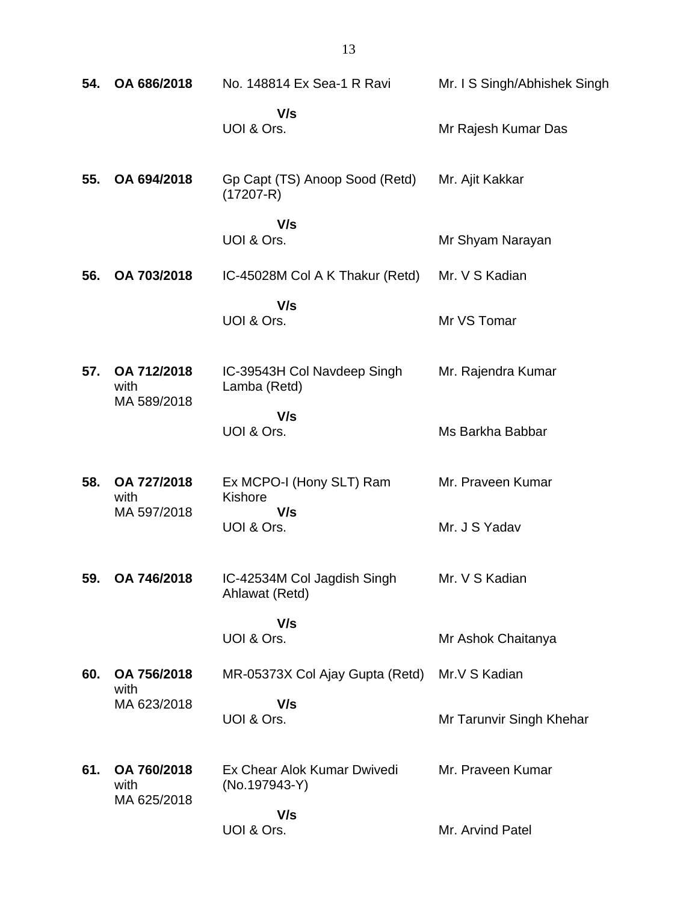| | | | |
|---|---|---|---|
| **54.** | **OA 686/2018** | No. 148814 Ex Sea-1 R Ravi<br><br>**V/s**<br>UOI & Ors. | Mr. I S Singh/Abhishek Singh<br><br><br>Mr Rajesh Kumar Das |
| **55.** | **OA 694/2018** | Gp Capt (TS) Anoop Sood (Retd) (17207-R)<br><br>**V/s**<br>UOI & Ors. | Mr. Ajit Kakkar<br><br><br>Mr Shyam Narayan |
| **56.** | **OA 703/2018** | IC-45028M Col A K Thakur (Retd)<br><br>**V/s**<br>UOI & Ors. | Mr. V S Kadian<br><br><br>Mr VS Tomar |
| **57.** | **OA 712/2018** with MA 589/2018 | IC-39543H Col Navdeep Singh Lamba (Retd)<br><br>**V/s**<br>UOI & Ors. | Mr. Rajendra Kumar<br><br><br>Ms Barkha Babbar |
| **58.** | **OA 727/2018** with MA 597/2018 | Ex MCPO-I (Hony SLT) Ram Kishore<br>**V/s**<br>UOI & Ors. | Mr. Praveen Kumar<br><br><br>Mr. J S Yadav |
| **59.** | **OA 746/2018** | IC-42534M Col Jagdish Singh Ahlawat (Retd)<br><br>**V/s**<br>UOI & Ors. | Mr. V S Kadian<br><br><br>Mr Ashok Chaitanya |
| **60.** | **OA 756/2018** with MA 623/2018 | MR-05373X Col Ajay Gupta (Retd)<br><br>**V/s**<br>UOI & Ors. | Mr.V S Kadian<br><br><br>Mr Tarunvir Singh Khehar |
| **61.** | **OA 760/2018** with MA 625/2018 | Ex Chear Alok Kumar Dwivedi (No.197943-Y)<br><br>**V/s**<br>UOI & Ors. | Mr. Praveen Kumar<br><br><br>Mr. Arvind Patel |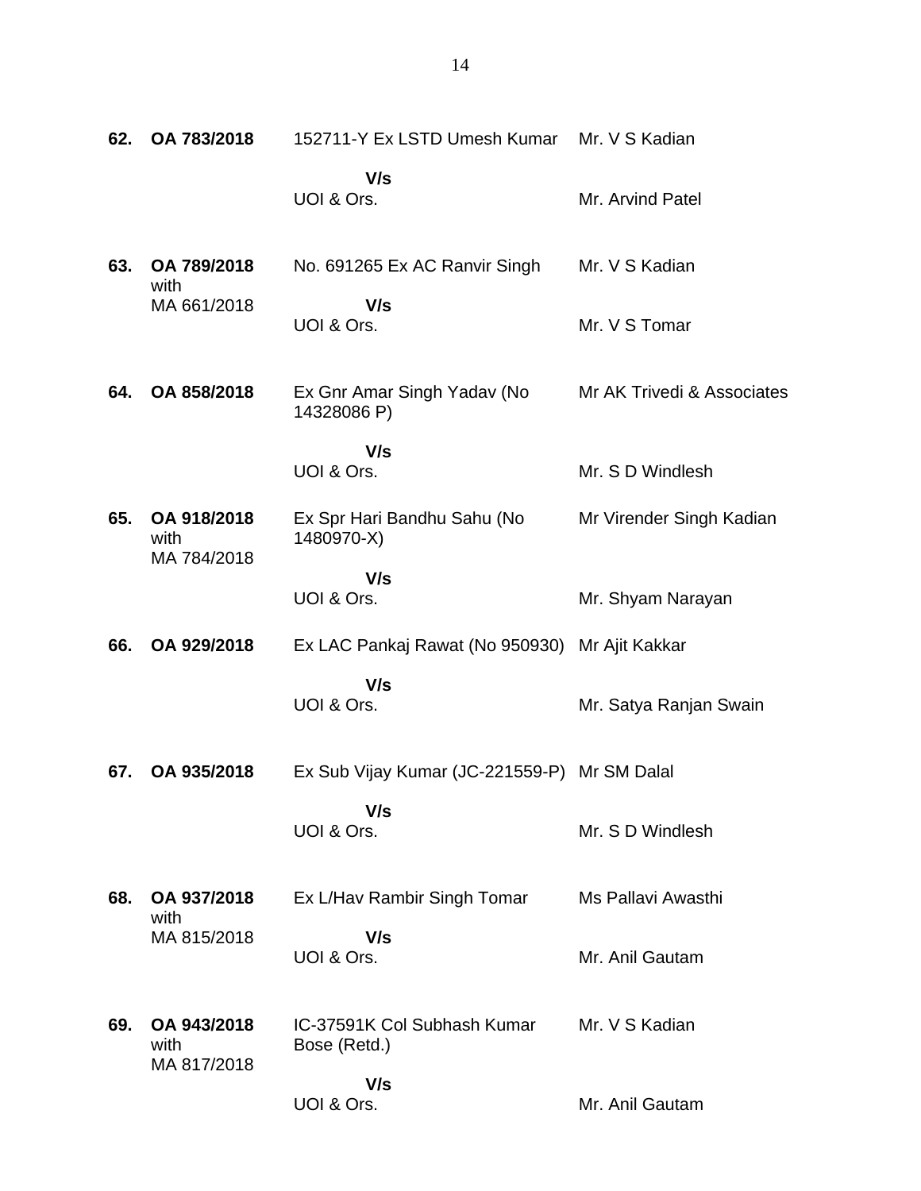| | | | |
|---|---|---|---|
| **62.** | **OA 783/2018** | 152711-Y Ex LSTD Umesh Kumar | Mr. V S Kadian |
| | | **V/s** | |
| | | UOI & Ors. | Mr. Arvind Patel |
| **63.** | **OA 789/2018** with MA 661/2018 | No. 691265 Ex AC Ranvir Singh | Mr. V S Kadian |
| | | **V/s** | |
| | | UOI & Ors. | Mr. V S Tomar |
| **64.** | **OA 858/2018** | Ex Gnr Amar Singh Yadav (No 14328086 P) | Mr AK Trivedi & Associates |
| | | **V/s** | |
| | | UOI & Ors. | Mr. S D Windlesh |
| **65.** | **OA 918/2018** with MA 784/2018 | Ex Spr Hari Bandhu Sahu (No 1480970-X) | Mr Virender Singh Kadian |
| | | **V/s** | |
| | | UOI & Ors. | Mr. Shyam Narayan |
| **66.** | **OA 929/2018** | Ex LAC Pankaj Rawat (No 950930) | Mr Ajit Kakkar |
| | | **V/s** | |
| | | UOI & Ors. | Mr. Satya Ranjan Swain |
| **67.** | **OA 935/2018** | Ex Sub Vijay Kumar (JC-221559-P) | Mr SM Dalal |
| | | **V/s** | |
| | | UOI & Ors. | Mr. S D Windlesh |
| **68.** | **OA 937/2018** with MA 815/2018 | Ex L/Hav Rambir Singh Tomar | Ms Pallavi Awasthi |
| | | **V/s** | |
| | | UOI & Ors. | Mr. Anil Gautam |
| **69.** | **OA 943/2018** with MA 817/2018 | IC-37591K Col Subhash Kumar Bose (Retd.) | Mr. V S Kadian |
| | | **V/s** | |
| | | UOI & Ors. | Mr. Anil Gautam |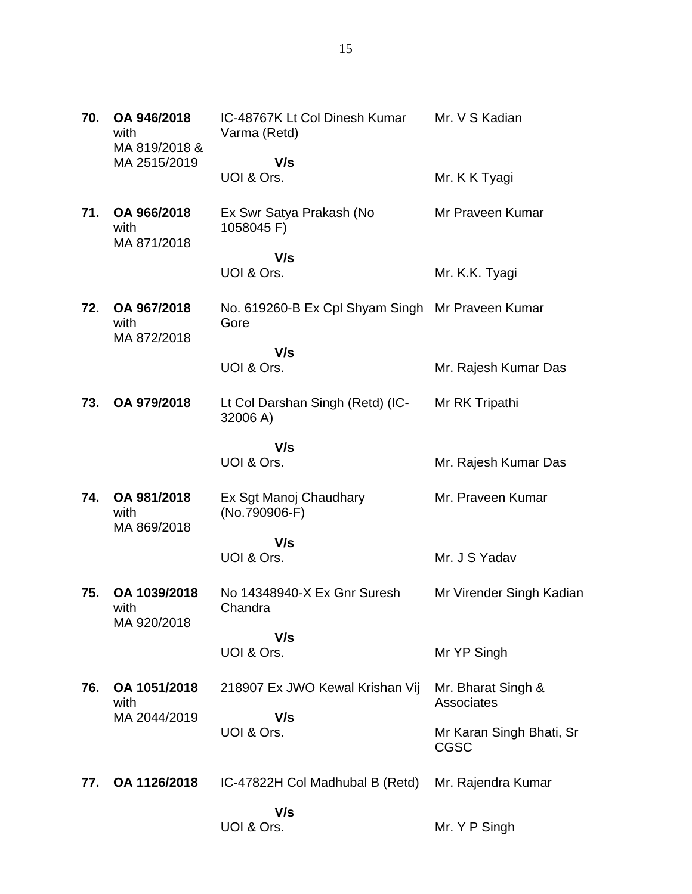| | | | |
|---|---|---|---|
| **70.** | **OA 946/2018** with MA 819/2018 & MA 2515/2019 | IC-48767K Lt Col Dinesh Kumar Varma (Retd)<br>**V/s**<br>UOI & Ors. | Mr. V S Kadian<br><br>Mr. K K Tyagi |
| **71.** | **OA 966/2018** with MA 871/2018 | Ex Swr Satya Prakash (No 1058045 F)<br>**V/s**<br>UOI & Ors. | Mr Praveen Kumar<br><br>Mr. K.K. Tyagi |
| **72.** | **OA 967/2018** with MA 872/2018 | No. 619260-B Ex Cpl Shyam Singh Gore<br>**V/s**<br>UOI & Ors. | Mr Praveen Kumar<br><br>Mr. Rajesh Kumar Das |
| **73.** | **OA 979/2018** | Lt Col Darshan Singh (Retd) (IC-32006 A)<br>**V/s**<br>UOI & Ors. | Mr RK Tripathi<br><br>Mr. Rajesh Kumar Das |
| **74.** | **OA 981/2018** with MA 869/2018 | Ex Sgt Manoj Chaudhary (No.790906-F)<br>**V/s**<br>UOI & Ors. | Mr. Praveen Kumar<br><br>Mr. J S Yadav |
| **75.** | **OA 1039/2018** with MA 920/2018 | No 14348940-X Ex Gnr Suresh Chandra<br>**V/s**<br>UOI & Ors. | Mr Virender Singh Kadian<br><br>Mr YP Singh |
| **76.** | **OA 1051/2018** with MA 2044/2019 | 218907 Ex JWO Kewal Krishan Vij<br>**V/s**<br>UOI & Ors. | Mr. Bharat Singh & Associates<br><br>Mr Karan Singh Bhati, Sr CGSC |
| **77.** | **OA 1126/2018** | IC-47822H Col Madhubal B (Retd)<br>**V/s**<br>UOI & Ors. | Mr. Rajendra Kumar<br><br>Mr. Y P Singh |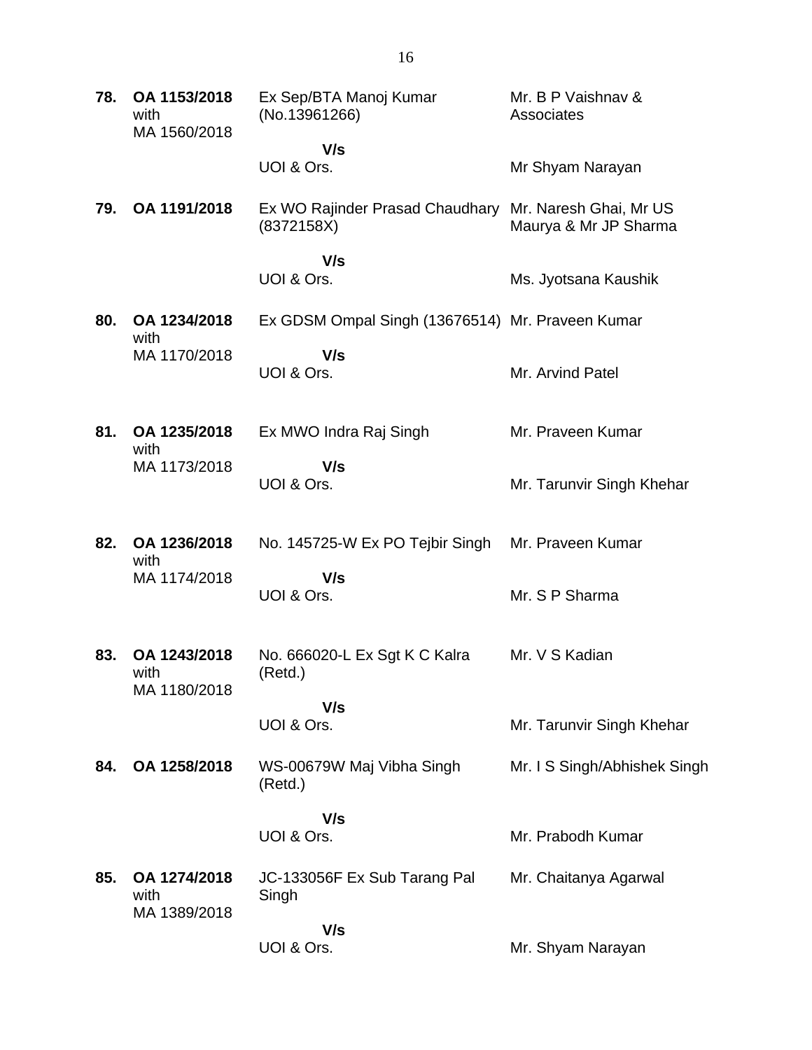| | | | |
|---|---|---|---|
| **78.** | **OA 1153/2018** with MA 1560/2018 | Ex Sep/BTA Manoj Kumar (No.13961266) | Mr. B P Vaishnav & Associates |
| | | **V/s** UOI & Ors. | Mr Shyam Narayan |
| **79.** | **OA 1191/2018** | Ex WO Rajinder Prasad Chaudhary (8372158X) | Mr. Naresh Ghai, Mr US Maurya & Mr JP Sharma |
| | | **V/s** UOI & Ors. | Ms. Jyotsana Kaushik |
| **80.** | **OA 1234/2018** with MA 1170/2018 | Ex GDSM Ompal Singh (13676514) | Mr. Praveen Kumar |
| | | **V/s** UOI & Ors. | Mr. Arvind Patel |
| **81.** | **OA 1235/2018** with MA 1173/2018 | Ex MWO Indra Raj Singh | Mr. Praveen Kumar |
| | | **V/s** UOI & Ors. | Mr. Tarunvir Singh Khehar |
| **82.** | **OA 1236/2018** with MA 1174/2018 | No. 145725-W Ex PO Tejbir Singh | Mr. Praveen Kumar |
| | | **V/s** UOI & Ors. | Mr. S P Sharma |
| **83.** | **OA 1243/2018** with MA 1180/2018 | No. 666020-L Ex Sgt K C Kalra (Retd.) | Mr. V S Kadian |
| | | **V/s** UOI & Ors. | Mr. Tarunvir Singh Khehar |
| **84.** | **OA 1258/2018** | WS-00679W Maj Vibha Singh (Retd.) | Mr. I S Singh/Abhishek Singh |
| | | **V/s** UOI & Ors. | Mr. Prabodh Kumar |
| **85.** | **OA 1274/2018** with MA 1389/2018 | JC-133056F Ex Sub Tarang Pal Singh | Mr. Chaitanya Agarwal |
| | | **V/s** UOI & Ors. | Mr. Shyam Narayan |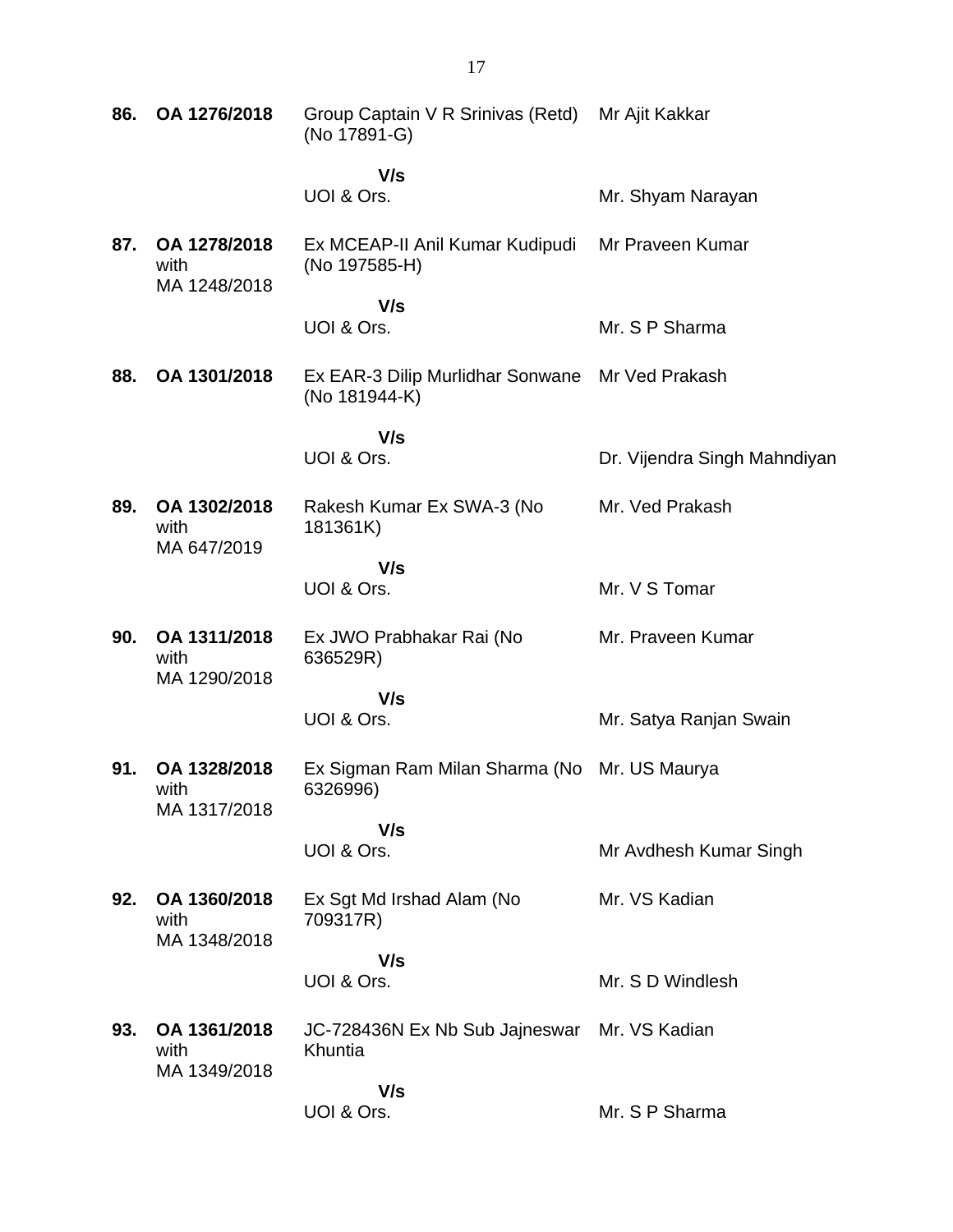| | | | |
|---|---|---|---|
| **86.** | **OA 1276/2018** | Group Captain V R Srinivas (Retd) (No 17891-G)<br><br>**V/s**<br>UOI & Ors. | Mr Ajit Kakkar<br><br><br>Mr. Shyam Narayan |
| **87.** | **OA 1278/2018** with MA 1248/2018 | Ex MCEAP-II Anil Kumar Kudipudi (No 197585-H)<br><br>**V/s**<br>UOI & Ors. | Mr Praveen Kumar<br><br><br>Mr. S P Sharma |
| **88.** | **OA 1301/2018** | Ex EAR-3 Dilip Murlidhar Sonwane (No 181944-K)<br><br>**V/s**<br>UOI & Ors. | Mr Ved Prakash<br><br><br>Dr. Vijendra Singh Mahndiyan |
| **89.** | **OA 1302/2018** with MA 647/2019 | Rakesh Kumar Ex SWA-3 (No 181361K)<br><br>**V/s**<br>UOI & Ors. | Mr. Ved Prakash<br><br><br>Mr. V S Tomar |
| **90.** | **OA 1311/2018** with MA 1290/2018 | Ex JWO Prabhakar Rai (No 636529R)<br><br>**V/s**<br>UOI & Ors. | Mr. Praveen Kumar<br><br><br>Mr. Satya Ranjan Swain |
| **91.** | **OA 1328/2018** with MA 1317/2018 | Ex Sigman Ram Milan Sharma (No 6326996)<br><br>**V/s**<br>UOI & Ors. | Mr. US Maurya<br><br><br>Mr Avdhesh Kumar Singh |
| **92.** | **OA 1360/2018** with MA 1348/2018 | Ex Sgt Md Irshad Alam (No 709317R)<br><br>**V/s**<br>UOI & Ors. | Mr. VS Kadian<br><br><br>Mr. S D Windlesh |
| **93.** | **OA 1361/2018** with MA 1349/2018 | JC-728436N Ex Nb Sub Jajneswar Khuntia<br><br>**V/s**<br>UOI & Ors. | Mr. VS Kadian<br><br><br>Mr. S P Sharma |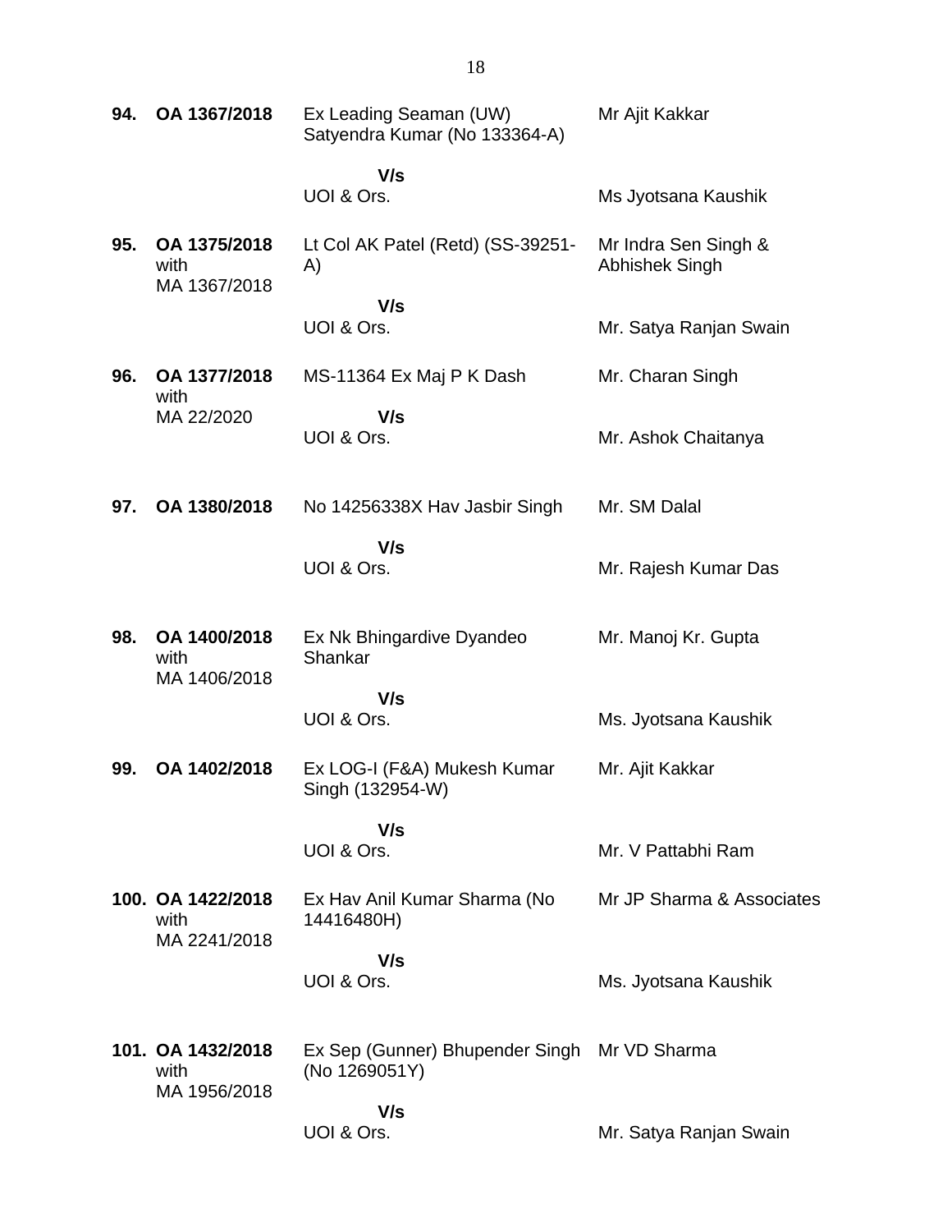| | | | |
|---|---|---|---|
| **94.** | **OA 1367/2018** | Ex Leading Seaman (UW) Satyendra Kumar (No 133364-A) | Mr Ajit Kakkar |
| | | **V/s** | |
| | | UOI & Ors. | Ms Jyotsana Kaushik |
| **95.** | **OA 1375/2018** with MA 1367/2018 | Lt Col AK Patel (Retd) (SS-39251-A) | Mr Indra Sen Singh & Abhishek Singh |
| | | **V/s** | |
| | | UOI & Ors. | Mr. Satya Ranjan Swain |
| **96.** | **OA 1377/2018** with MA 22/2020 | MS-11364 Ex Maj P K Dash | Mr. Charan Singh |
| | | **V/s** | |
| | | UOI & Ors. | Mr. Ashok Chaitanya |
| **97.** | **OA 1380/2018** | No 14256338X Hav Jasbir Singh | Mr. SM Dalal |
| | | **V/s** | |
| | | UOI & Ors. | Mr. Rajesh Kumar Das |
| **98.** | **OA 1400/2018** with MA 1406/2018 | Ex Nk Bhingardive Dyandeo Shankar | Mr. Manoj Kr. Gupta |
| | | **V/s** | |
| | | UOI & Ors. | Ms. Jyotsana Kaushik |
| **99.** | **OA 1402/2018** | Ex LOG-I (F&A) Mukesh Kumar Singh (132954-W) | Mr. Ajit Kakkar |
| | | **V/s** | |
| | | UOI & Ors. | Mr. V Pattabhi Ram |
| **100.** | **OA 1422/2018** with MA 2241/2018 | Ex Hav Anil Kumar Sharma (No 14416480H) | Mr JP Sharma & Associates |
| | | **V/s** | |
| | | UOI & Ors. | Ms. Jyotsana Kaushik |
| **101.** | **OA 1432/2018** with MA 1956/2018 | Ex Sep (Gunner) Bhupender Singh (No 1269051Y) | Mr VD Sharma |
| | | **V/s** | |
| | | UOI & Ors. | Mr. Satya Ranjan Swain |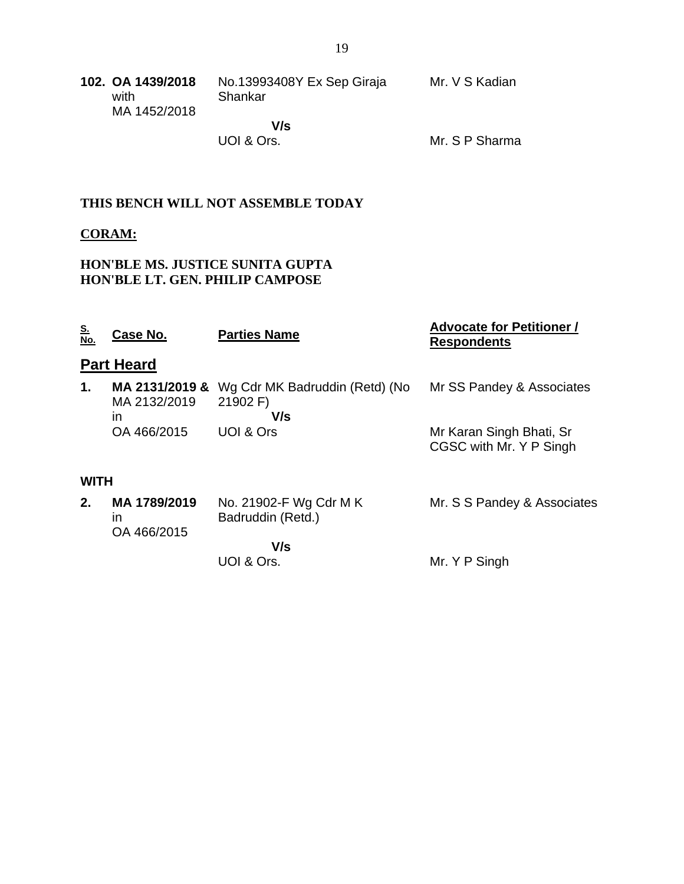| | | | |
|---|---|---|---|
| **102.** | **OA 1439/2018** with MA 1452/2018 | No.13993408Y Ex Sep Giraja Shankar **V/s** UOI & Ors. | Mr. V S Kadian<br><br>Mr. S P Sharma |

**THIS BENCH WILL NOT ASSEMBLE TODAY**

**CORAM:**

**HON'BLE MS. JUSTICE SUNITA GUPTA**
**HON'BLE LT. GEN. PHILIP CAMPOSE**

| S. No. | Case No. | Parties Name | Advocate for Petitioner / Respondents |
|---|---|---|---|
| | **Part Heard** | | |
| **1.** | **MA 2131/2019 &** MA 2132/2019 in OA 466/2015 | Wg Cdr MK Badruddin (Retd) (No 21902 F) **V/s** UOI & Ors | Mr SS Pandey & Associates<br><br>Mr Karan Singh Bhati, Sr CGSC with Mr. Y P Singh |
| **WITH** | | | |
| **2.** | **MA 1789/2019** in OA 466/2015 | No. 21902-F Wg Cdr M K Badruddin (Retd.) **V/s** UOI & Ors. | Mr. S S Pandey & Associates<br><br>Mr. Y P Singh |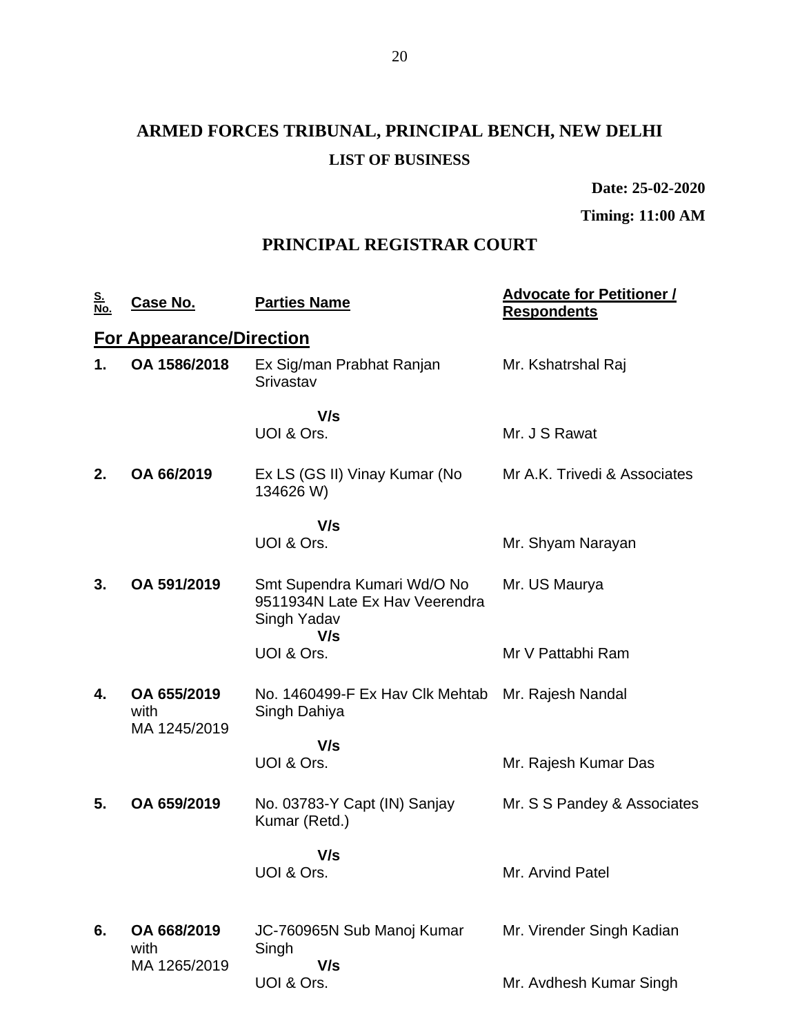# ARMED FORCES TRIBUNAL, PRINCIPAL BENCH, NEW DELHI

### LIST OF BUSINESS

**Date: 25-02-2020**

**Timing: 11:00 AM**

## PRINCIPAL REGISTRAR COURT

| S. No. | Case No. | Parties Name | Advocate for Petitioner / Respondents |
|---|---|---|---|
| | **For Appearance/Direction** | | |
| **1.** | **OA 1586/2018** | Ex Sig/man Prabhat Ranjan Srivastav<br>**V/s**<br>UOI & Ors. | Mr. Kshatrshal Raj<br><br>Mr. J S Rawat |
| **2.** | **OA 66/2019** | Ex LS (GS II) Vinay Kumar (No 134626 W)<br>**V/s**<br>UOI & Ors. | Mr A.K. Trivedi & Associates<br><br>Mr. Shyam Narayan |
| **3.** | **OA 591/2019** | Smt Supendra Kumari Wd/O No 9511934N Late Ex Hav Veerendra Singh Yadav<br>**V/s**<br>UOI & Ors. | Mr. US Maurya<br><br>Mr V Pattabhi Ram |
| **4.** | **OA 655/2019** with MA 1245/2019 | No. 1460499-F Ex Hav Clk Mehtab Singh Dahiya<br>**V/s**<br>UOI & Ors. | Mr. Rajesh Nandal<br><br>Mr. Rajesh Kumar Das |
| **5.** | **OA 659/2019** | No. 03783-Y Capt (IN) Sanjay Kumar (Retd.)<br>**V/s**<br>UOI & Ors. | Mr. S S Pandey & Associates<br><br>Mr. Arvind Patel |
| **6.** | **OA 668/2019** with MA 1265/2019 | JC-760965N Sub Manoj Kumar Singh<br>**V/s**<br>UOI & Ors. | Mr. Virender Singh Kadian<br><br>Mr. Avdhesh Kumar Singh |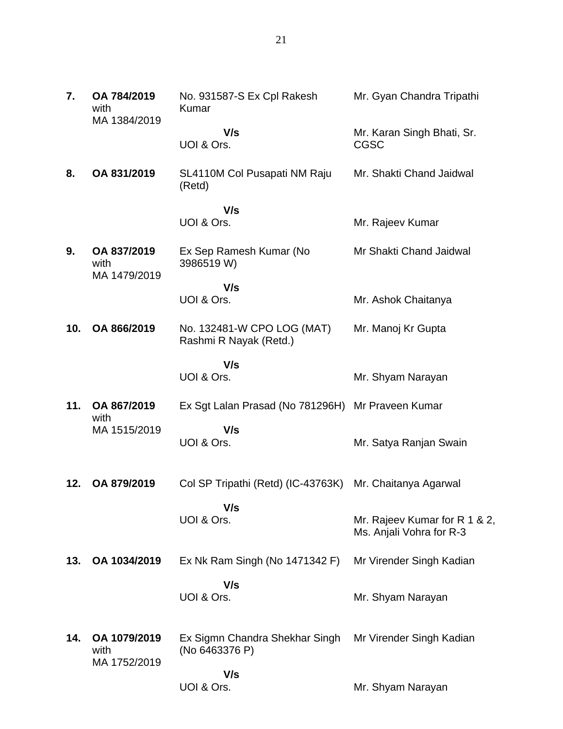| | | | |
|---|---|---|---|
| **7.** | **OA 784/2019** with MA 1384/2019 | No. 931587-S Ex Cpl Rakesh Kumar | Mr. Gyan Chandra Tripathi |
| | | **V/s** UOI & Ors. | Mr. Karan Singh Bhati, Sr. CGSC |
| **8.** | **OA 831/2019** | SL4110M Col Pusapati NM Raju (Retd) | Mr. Shakti Chand Jaidwal |
| | | **V/s** UOI & Ors. | Mr. Rajeev Kumar |
| **9.** | **OA 837/2019** with MA 1479/2019 | Ex Sep Ramesh Kumar (No 3986519 W) | Mr Shakti Chand Jaidwal |
| | | **V/s** UOI & Ors. | Mr. Ashok Chaitanya |
| **10.** | **OA 866/2019** | No. 132481-W CPO LOG (MAT) Rashmi R Nayak (Retd.) | Mr. Manoj Kr Gupta |
| | | **V/s** UOI & Ors. | Mr. Shyam Narayan |
| **11.** | **OA 867/2019** with MA 1515/2019 | Ex Sgt Lalan Prasad (No 781296H) | Mr Praveen Kumar |
| | | **V/s** UOI & Ors. | Mr. Satya Ranjan Swain |
| **12.** | **OA 879/2019** | Col SP Tripathi (Retd) (IC-43763K) | Mr. Chaitanya Agarwal |
| | | **V/s** UOI & Ors. | Mr. Rajeev Kumar for R 1 & 2, Ms. Anjali Vohra for R-3 |
| **13.** | **OA 1034/2019** | Ex Nk Ram Singh (No 1471342 F) | Mr Virender Singh Kadian |
| | | **V/s** UOI & Ors. | Mr. Shyam Narayan |
| **14.** | **OA 1079/2019** with MA 1752/2019 | Ex Sigmn Chandra Shekhar Singh (No 6463376 P) | Mr Virender Singh Kadian |
| | | **V/s** UOI & Ors. | Mr. Shyam Narayan |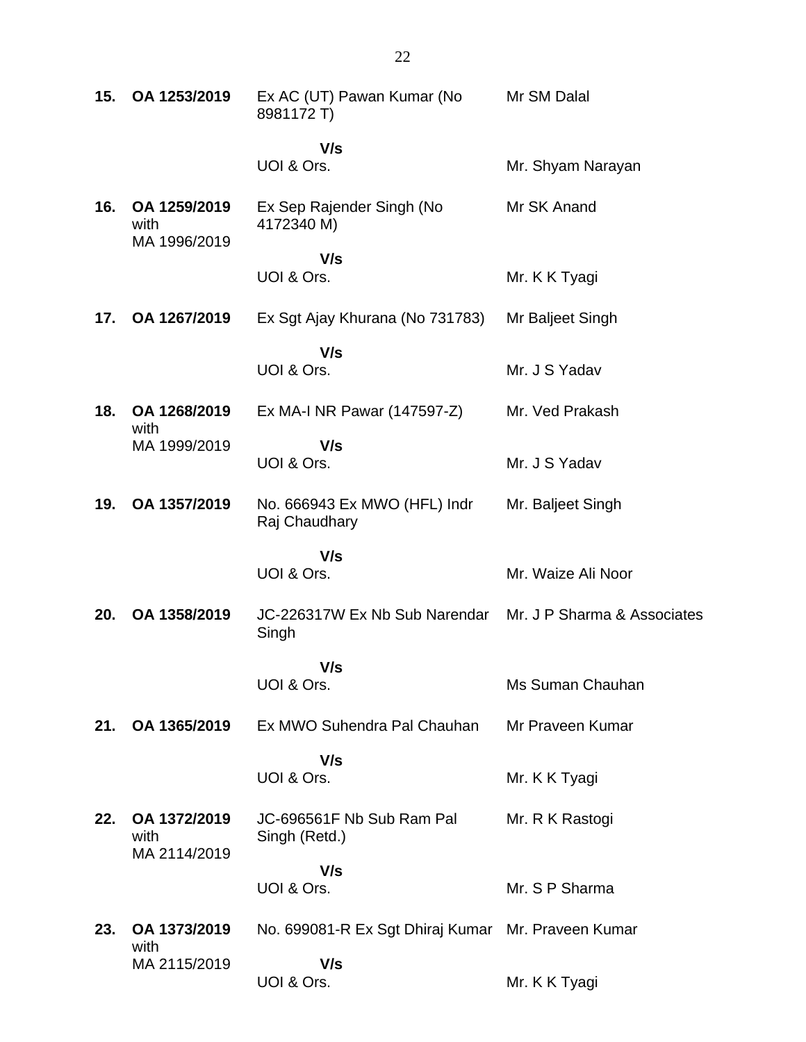| | | | |
|---|---|---|---|
| **15.** | **OA 1253/2019** | Ex AC (UT) Pawan Kumar (No 8981172 T) | Mr SM Dalal |
| | | **V/s** | |
| | | UOI & Ors. | Mr. Shyam Narayan |
| **16.** | **OA 1259/2019** with MA 1996/2019 | Ex Sep Rajender Singh (No 4172340 M) | Mr SK Anand |
| | | **V/s** | |
| | | UOI & Ors. | Mr. K K Tyagi |
| **17.** | **OA 1267/2019** | Ex Sgt Ajay Khurana (No 731783) | Mr Baljeet Singh |
| | | **V/s** | |
| | | UOI & Ors. | Mr. J S Yadav |
| **18.** | **OA 1268/2019** with MA 1999/2019 | Ex MA-I NR Pawar (147597-Z) | Mr. Ved Prakash |
| | | **V/s** | |
| | | UOI & Ors. | Mr. J S Yadav |
| **19.** | **OA 1357/2019** | No. 666943 Ex MWO (HFL) Indr Raj Chaudhary | Mr. Baljeet Singh |
| | | **V/s** | |
| | | UOI & Ors. | Mr. Waize Ali Noor |
| **20.** | **OA 1358/2019** | JC-226317W Ex Nb Sub Narendar Singh | Mr. J P Sharma & Associates |
| | | **V/s** | |
| | | UOI & Ors. | Ms Suman Chauhan |
| **21.** | **OA 1365/2019** | Ex MWO Suhendra Pal Chauhan | Mr Praveen Kumar |
| | | **V/s** | |
| | | UOI & Ors. | Mr. K K Tyagi |
| **22.** | **OA 1372/2019** with MA 2114/2019 | JC-696561F Nb Sub Ram Pal Singh (Retd.) | Mr. R K Rastogi |
| | | **V/s** | |
| | | UOI & Ors. | Mr. S P Sharma |
| **23.** | **OA 1373/2019** with MA 2115/2019 | No. 699081-R Ex Sgt Dhiraj Kumar | Mr. Praveen Kumar |
| | | **V/s** | |
| | | UOI & Ors. | Mr. K K Tyagi |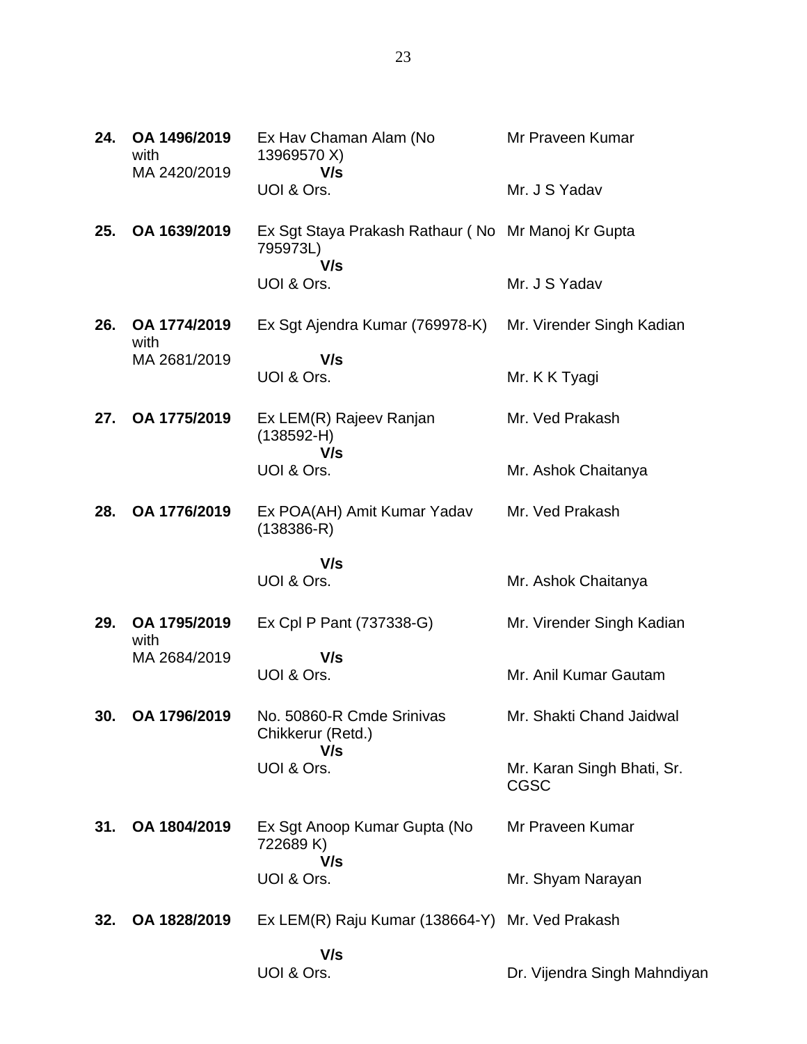| | | | |
|---|---|---|---|
| **24.** | **OA 1496/2019** with MA 2420/2019 | Ex Hav Chaman Alam (No 13969570 X) **V/s** UOI & Ors. | Mr Praveen Kumar<br><br>Mr. J S Yadav |
| **25.** | **OA 1639/2019** | Ex Sgt Staya Prakash Rathaur ( No 795973L) **V/s** UOI & Ors. | Mr Manoj Kr Gupta<br><br>Mr. J S Yadav |
| **26.** | **OA 1774/2019** with MA 2681/2019 | Ex Sgt Ajendra Kumar (769978-K) **V/s** UOI & Ors. | Mr. Virender Singh Kadian<br><br>Mr. K K Tyagi |
| **27.** | **OA 1775/2019** | Ex LEM(R) Rajeev Ranjan (138592-H) **V/s** UOI & Ors. | Mr. Ved Prakash<br><br>Mr. Ashok Chaitanya |
| **28.** | **OA 1776/2019** | Ex POA(AH) Amit Kumar Yadav (138386-R) **V/s** UOI & Ors. | Mr. Ved Prakash<br><br>Mr. Ashok Chaitanya |
| **29.** | **OA 1795/2019** with MA 2684/2019 | Ex Cpl P Pant (737338-G) **V/s** UOI & Ors. | Mr. Virender Singh Kadian<br><br>Mr. Anil Kumar Gautam |
| **30.** | **OA 1796/2019** | No. 50860-R Cmde Srinivas Chikkerur (Retd.) **V/s** UOI & Ors. | Mr. Shakti Chand Jaidwal<br><br>Mr. Karan Singh Bhati, Sr. CGSC |
| **31.** | **OA 1804/2019** | Ex Sgt Anoop Kumar Gupta (No 722689 K) **V/s** UOI & Ors. | Mr Praveen Kumar<br><br>Mr. Shyam Narayan |
| **32.** | **OA 1828/2019** | Ex LEM(R) Raju Kumar (138664-Y) **V/s** UOI & Ors. | Mr. Ved Prakash<br><br>Dr. Vijendra Singh Mahndiyan |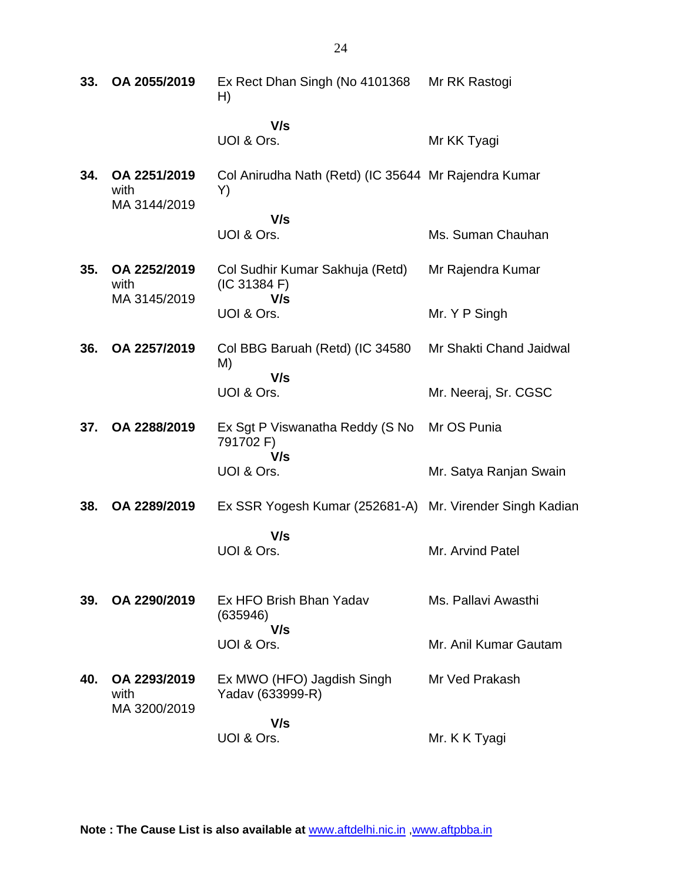| | | | |
|---|---|---|---|
| **33.** | **OA 2055/2019** | Ex Rect Dhan Singh (No 4101368 H)<br>**V/s**<br>UOI & Ors. | Mr RK Rastogi<br><br>Mr KK Tyagi |
| **34.** | **OA 2251/2019** with MA 3144/2019 | Col Anirudha Nath (Retd) (IC 35644 Y)<br>**V/s**<br>UOI & Ors. | Mr Rajendra Kumar<br><br>Ms. Suman Chauhan |
| **35.** | **OA 2252/2019** with MA 3145/2019 | Col Sudhir Kumar Sakhuja (Retd) (IC 31384 F)<br>**V/s**<br>UOI & Ors. | Mr Rajendra Kumar<br><br>Mr. Y P Singh |
| **36.** | **OA 2257/2019** | Col BBG Baruah (Retd) (IC 34580 M)<br>**V/s**<br>UOI & Ors. | Mr Shakti Chand Jaidwal<br><br>Mr. Neeraj, Sr. CGSC |
| **37.** | **OA 2288/2019** | Ex Sgt P Viswanatha Reddy (S No 791702 F)<br>**V/s**<br>UOI & Ors. | Mr OS Punia<br><br>Mr. Satya Ranjan Swain |
| **38.** | **OA 2289/2019** | Ex SSR Yogesh Kumar (252681-A)<br>**V/s**<br>UOI & Ors. | Mr. Virender Singh Kadian<br><br>Mr. Arvind Patel |
| **39.** | **OA 2290/2019** | Ex HFO Brish Bhan Yadav (635946)<br>**V/s**<br>UOI & Ors. | Ms. Pallavi Awasthi<br><br>Mr. Anil Kumar Gautam |
| **40.** | **OA 2293/2019** with MA 3200/2019 | Ex MWO (HFO) Jagdish Singh Yadav (633999-R)<br>**V/s**<br>UOI & Ors. | Mr Ved Prakash<br><br>Mr. K K Tyagi |

**Note : The Cause List is also available at** www.aftdelhi.nic.in ,www.aftpbba.in